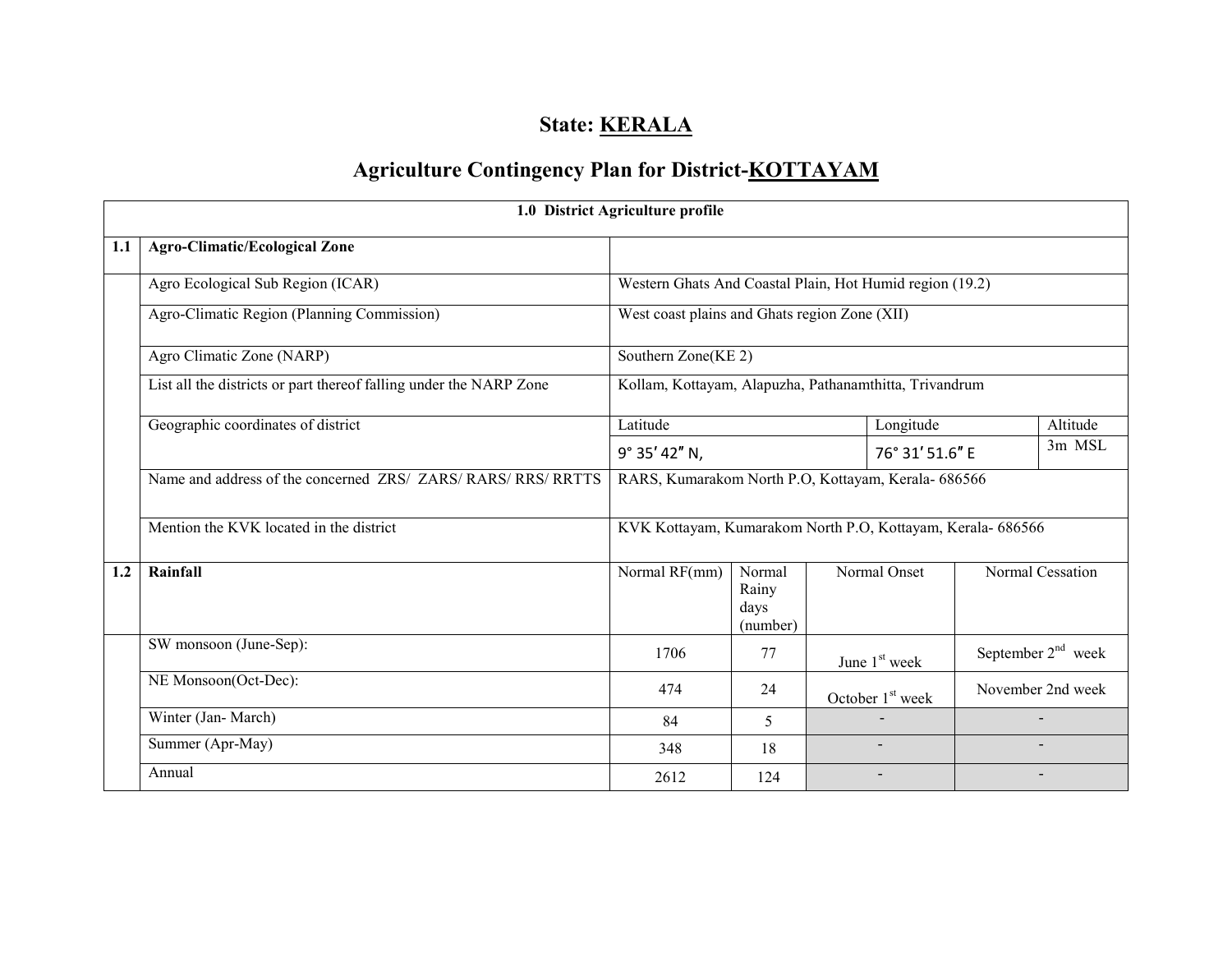# State: KERALA

## Agriculture Contingency Plan for District-KOTTAYAM

| 1.0 District Agriculture profile | | | | | |
|---|---|---|---|---|---|
| **1.1** | **Agro-Climatic/Ecological Zone** | | | | |
| | Agro Ecological Sub Region (ICAR) | Western Ghats And Coastal Plain, Hot Humid region (19.2) | | | |
| | Agro-Climatic Region (Planning Commission) | West coast plains and Ghats region Zone (XII) | | | |
| | Agro Climatic Zone (NARP) | Southern Zone(KE 2) | | | |
| | List all the districts or part thereof falling under the NARP Zone | Kollam, Kottayam, Alapuzha, Pathanamthitta, Trivandrum | | | |
| | Geographic coordinates of district | Latitude | | Longitude | Altitude |
| | | 9° 35′ 42″ N, | | 76° 31′ 51.6″ E | 3m MSL |
| | Name and address of the concerned ZRS/ ZARS/ RARS/ RRS/ RRTTS | RARS, Kumarakom North P.O, Kottayam, Kerala- 686566 | | | |
| | Mention the KVK located in the district | KVK Kottayam, Kumarakom North P.O, Kottayam, Kerala- 686566 | | | |
| **1.2** | **Rainfall** | Normal RF(mm) | Normal Rainy days (number) | Normal Onset | Normal Cessation |
| | SW monsoon (June-Sep): | 1706 | 77 | June 1st week | September 2nd week |
| | NE Monsoon(Oct-Dec): | 474 | 24 | October 1st week | November 2nd week |
| | Winter (Jan- March) | 84 | 5 | - | - |
| | Summer (Apr-May) | 348 | 18 | - | - |
| | Annual | 2612 | 124 | - | - |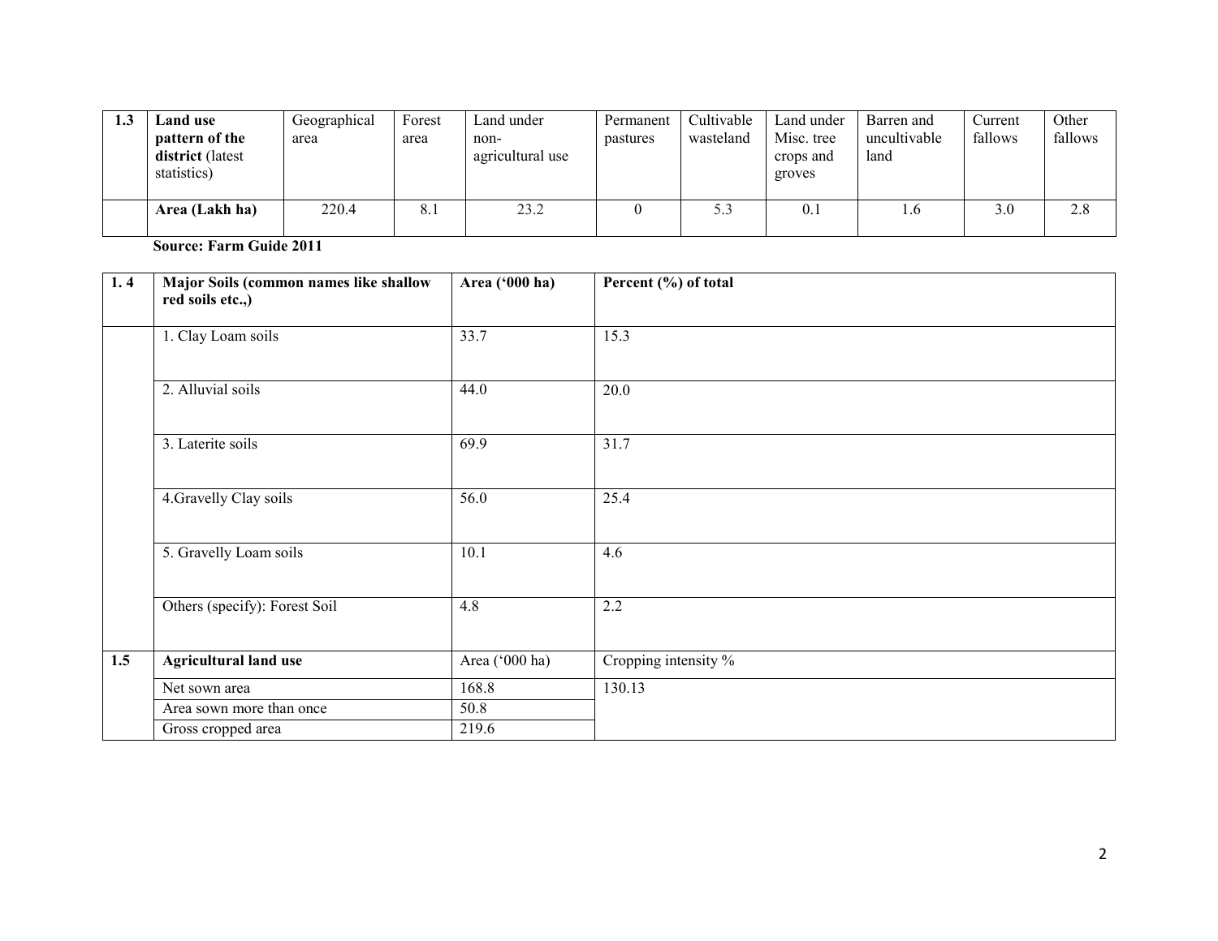| 1.3 | **Land use pattern of the district** (latest statistics) | Geographical area | Forest area | Land under non-agricultural use | Permanent pastures | Cultivable wasteland | Land under Misc. tree crops and groves | Barren and uncultivable land | Current fallows | Other fallows |
|---|---|---|---|---|---|---|---|---|---|---|
| | **Area (Lakh ha)** | 220.4 | 8.1 | 23.2 | 0 | 5.3 | 0.1 | 1.6 | 3.0 | 2.8 |

**Source: Farm Guide 2011**

| 1. 4 | **Major Soils (common names like shallow red soils etc.,)** | **Area ('000 ha)** | **Percent (%) of total** |
|---|---|---|---|
| | 1. Clay Loam soils | 33.7 | 15.3 |
| | 2. Alluvial soils | 44.0 | 20.0 |
| | 3. Laterite soils | 69.9 | 31.7 |
| | 4.Gravelly Clay soils | 56.0 | 25.4 |
| | 5. Gravelly Loam soils | 10.1 | 4.6 |
| | Others (specify): Forest Soil | 4.8 | 2.2 |

| 1.5 | **Agricultural land use** | Area ('000 ha) | Cropping intensity % |
|---|---|---|---|
| | Net sown area | 168.8 | 130.13 |
| | Area sown more than once | 50.8 | |
| | Gross cropped area | 219.6 | |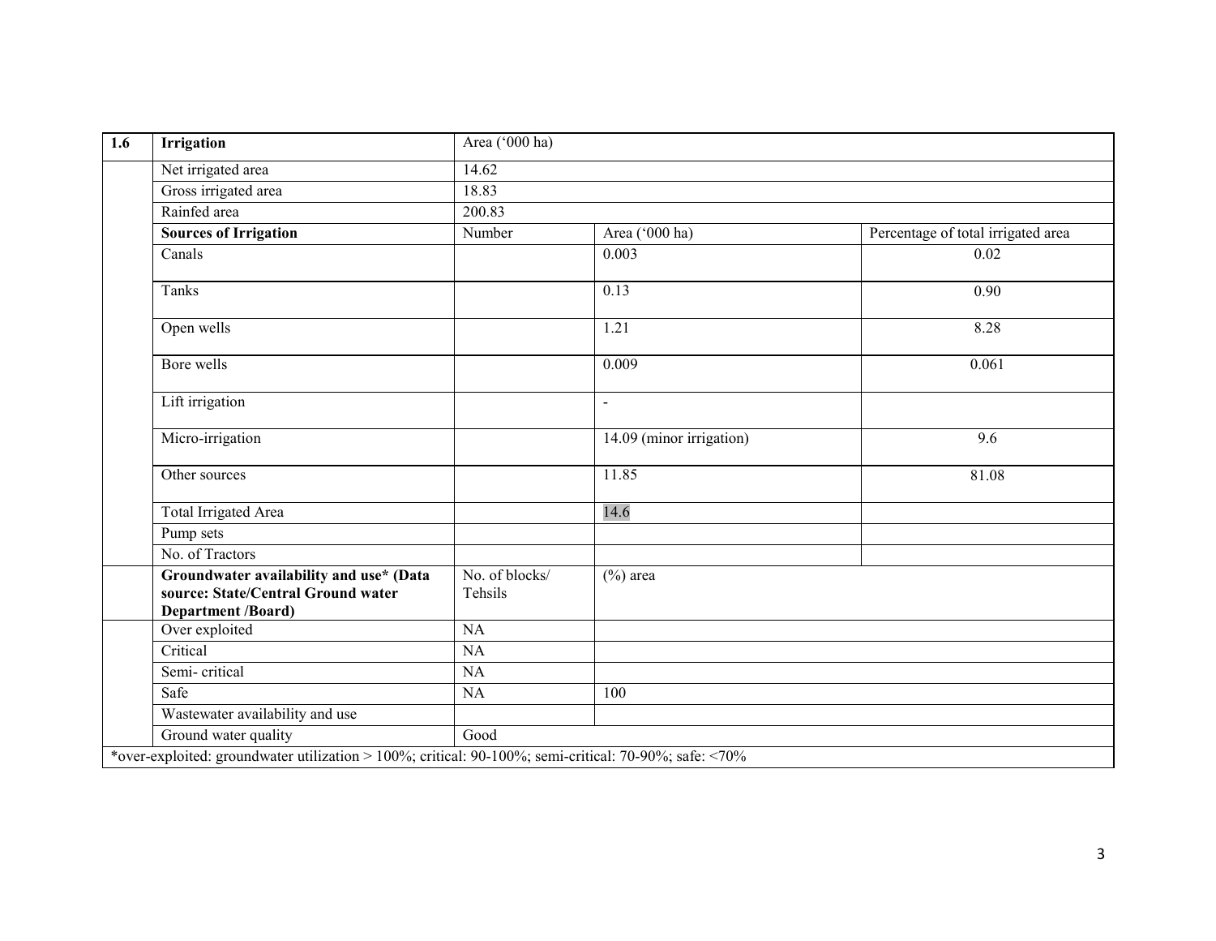| 1.6 | Irrigation | Area ('000 ha) | | |
|---|---|---|---|---|
| | Net irrigated area | 14.62 | | |
| | Gross irrigated area | 18.83 | | |
| | Rainfed area | 200.83 | | |
| | **Sources of Irrigation** | Number | Area ('000 ha) | Percentage of total irrigated area |
| | Canals | | 0.003 | 0.02 |
| | Tanks | | 0.13 | 0.90 |
| | Open wells | | 1.21 | 8.28 |
| | Bore wells | | 0.009 | 0.061 |
| | Lift irrigation | | - | |
| | Micro-irrigation | | 14.09 (minor irrigation) | 9.6 |
| | Other sources | | 11.85 | 81.08 |
| | Total Irrigated Area | | 14.6 | |
| | Pump sets | | | |
| | No. of Tractors | | | |
| | **Groundwater availability and use* (Data source: State/Central Ground water Department /Board)** | No. of blocks/ Tehsils | (%) area | |
| | Over exploited | NA | | |
| | Critical | NA | | |
| | Semi- critical | NA | | |
| | Safe | NA | 100 | |
| | Wastewater availability and use | | | |
| | Ground water quality | Good | | |

*over-exploited: groundwater utilization > 100%; critical: 90-100%; semi-critical: 70-90%; safe: <70%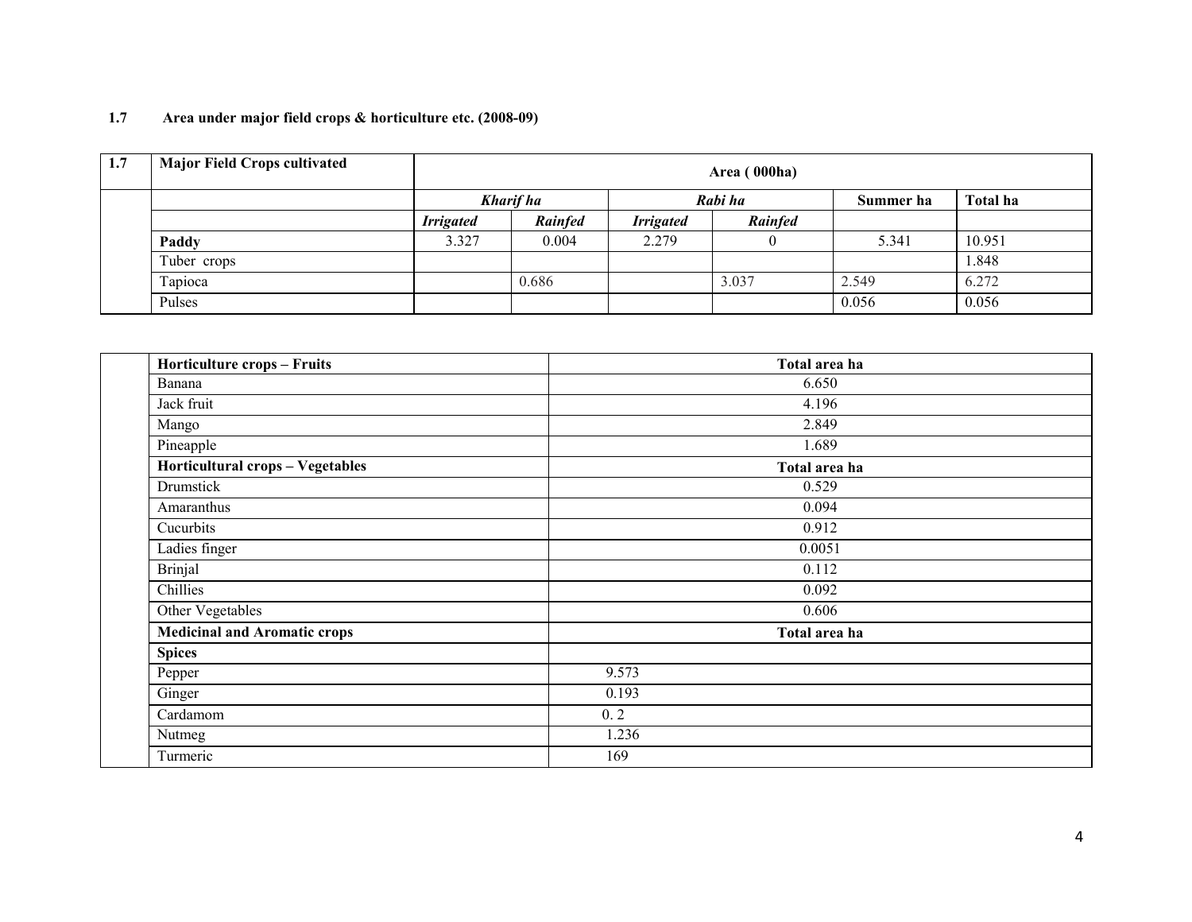**1.7 Area under major field crops & horticulture etc. (2008-09)**

| 1.7 | Major Field Crops cultivated | Area ( 000ha) | | | | | |
|---|---|---|---|---|---|---|---|
| | | *Kharif ha* | | *Rabi ha* | | Summer ha | Total ha |
| | | *Irrigated* | *Rainfed* | *Irrigated* | *Rainfed* | | |
| | **Paddy** | 3.327 | 0.004 | 2.279 | 0 | 5.341 | 10.951 |
| | Tuber crops | | | | | | 1.848 |
| | Tapioca | | 0.686 | | 3.037 | 2.549 | 6.272 |
| | Pulses | | | | | 0.056 | 0.056 |

| | Horticulture crops – Fruits | Total area ha |
|---|---|---|
| | Banana | 6.650 |
| | Jack fruit | 4.196 |
| | Mango | 2.849 |
| | Pineapple | 1.689 |
| | **Horticultural crops – Vegetables** | **Total area ha** |
| | Drumstick | 0.529 |
| | Amaranthus | 0.094 |
| | Cucurbits | 0.912 |
| | Ladies finger | 0.0051 |
| | Brinjal | 0.112 |
| | Chillies | 0.092 |
| | Other Vegetables | 0.606 |
| | **Medicinal and Aromatic crops** | **Total area ha** |
| | **Spices** | |
| | Pepper | 9.573 |
| | Ginger | 0.193 |
| | Cardamom | 0. 2 |
| | Nutmeg | 1.236 |
| | Turmeric | 169 |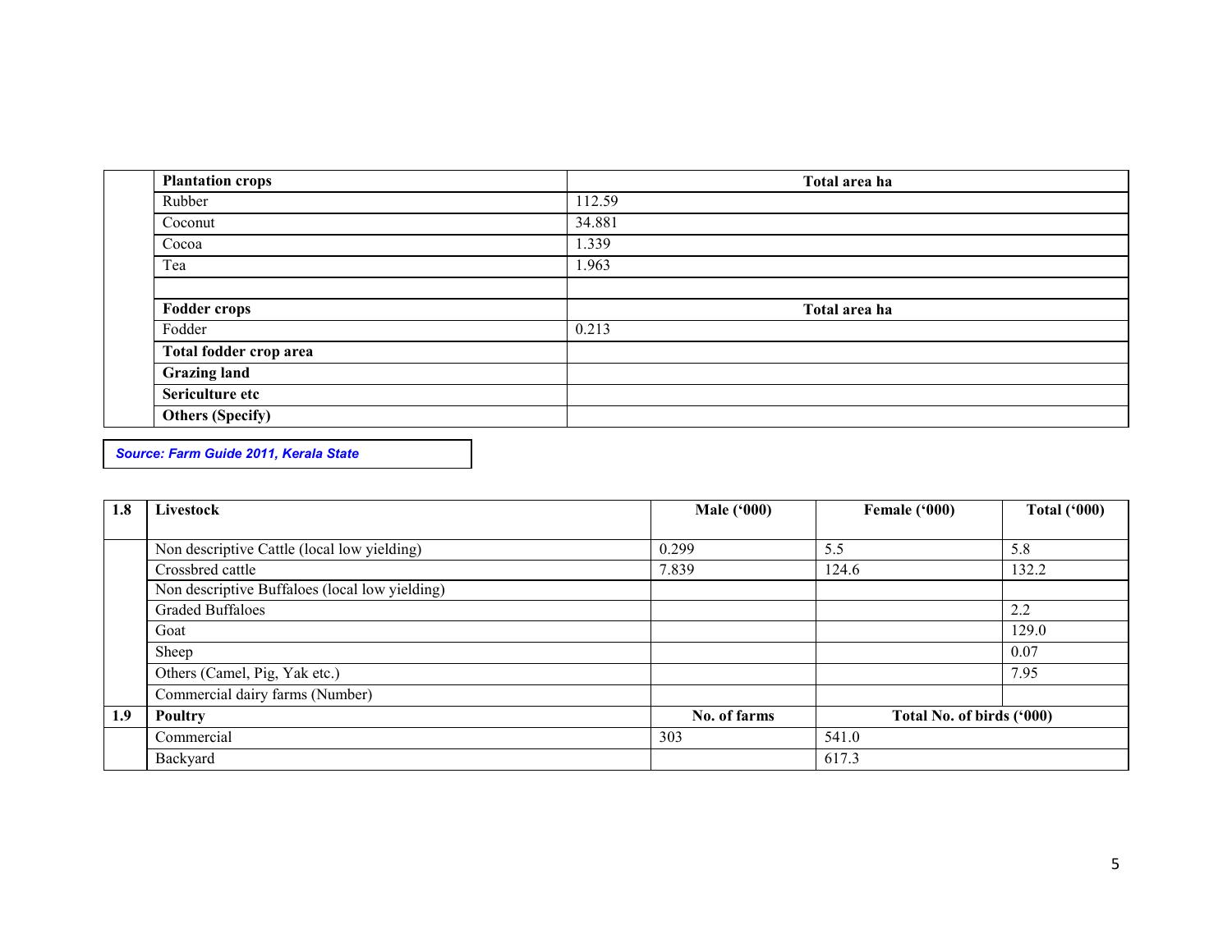| | Plantation crops | Total area ha |
|---|---|---|
| | Rubber | 112.59 |
| | Coconut | 34.881 |
| | Cocoa | 1.339 |
| | Tea | 1.963 |
| | | |
| | **Fodder crops** | **Total area ha** |
| | Fodder | 0.213 |
| | **Total fodder crop area** | |
| | **Grazing land** | |
| | **Sericulture etc** | |
| | **Others (Specify)** | |

***Source: Farm Guide 2011, Kerala State***

| 1.8 | Livestock | Male ('000) | Female ('000) | Total ('000) |
|---|---|---|---|---|
| | Non descriptive Cattle (local low yielding) | 0.299 | 5.5 | 5.8 |
| | Crossbred cattle | 7.839 | 124.6 | 132.2 |
| | Non descriptive Buffaloes (local low yielding) | | | |
| | Graded Buffaloes | | | 2.2 |
| | Goat | | | 129.0 |
| | Sheep | | | 0.07 |
| | Others (Camel, Pig, Yak etc.) | | | 7.95 |
| | Commercial dairy farms (Number) | | | |
| **1.9** | **Poultry** | **No. of farms** | **Total No. of birds ('000)** | |
| | Commercial | 303 | 541.0 | |
| | Backyard | | 617.3 | |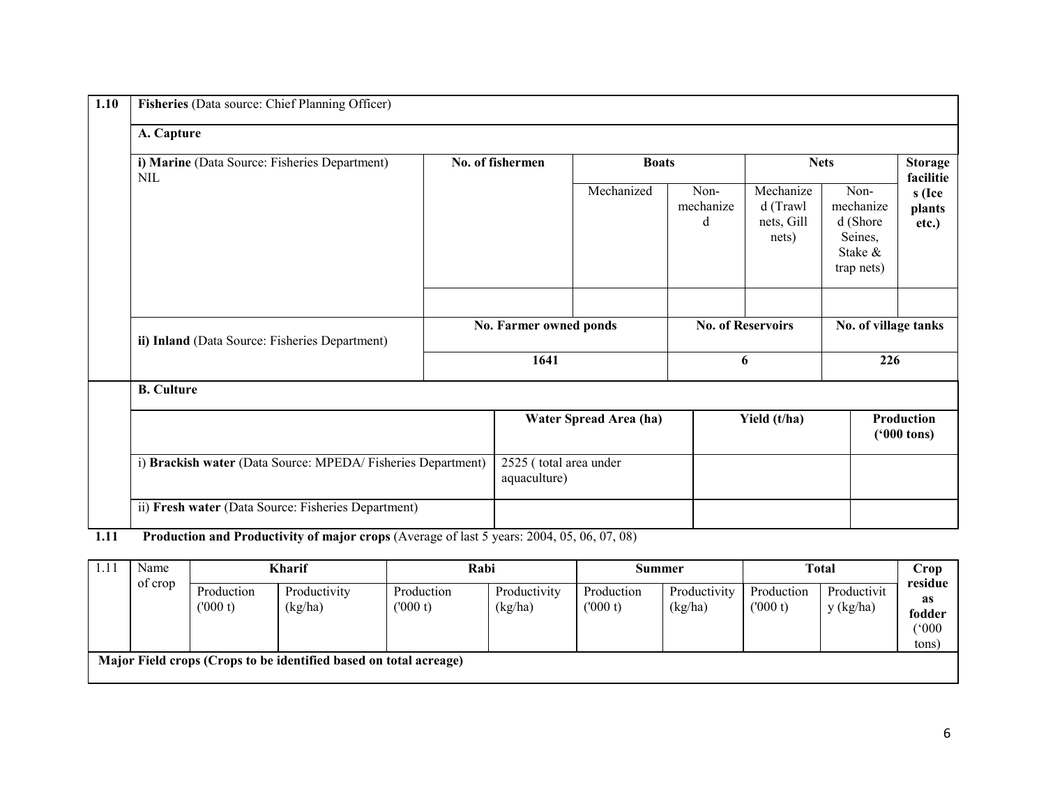| 1.10 | **Fisheries** (Data source: Chief Planning Officer) | | | | | | | |
|---|---|---|---|---|---|---|---|---|
| | **A. Capture** | | | | | | | |
| | **i) Marine** (Data Source: Fisheries Department) NIL | **No. of fishermen** | **Boats** | | **Nets** | | **Storage facilities (Ice plants etc.)** | |
| | | | Mechanized | Non-mechanized | Mechanized (Trawl nets, Gill nets) | Non-mechanized (Shore Seines, Stake & trap nets) | | |
| | | | | | | | | |
| | **ii) Inland** (Data Source: Fisheries Department) | **No. Farmer owned ponds** | | **No. of Reservoirs** | | **No. of village tanks** | | |
| | | **1641** | | **6** | | **226** | | |
| | **B. Culture** | | | | | | | |
| | | **Water Spread Area (ha)** | | **Yield (t/ha)** | | **Production ('000 tons)** | | |
| | i) **Brackish water** (Data Source: MPEDA/ Fisheries Department) | 2525 ( total area under aquaculture) | | | | | | |
| | ii) **Fresh water** (Data Source: Fisheries Department) | | | | | | | |

**1.11 Production and Productivity of major crops** (Average of last 5 years: 2004, 05, 06, 07, 08)

| 1.11 | Name of crop | **Kharif** | | **Rabi** | | **Summer** | | **Total** | | **Crop residue as fodder ('000 tons)** |
|---|---|---|---|---|---|---|---|---|---|---|
| | | Production ('000 t) | Productivity (kg/ha) | Production ('000 t) | Productivity (kg/ha) | Production ('000 t) | Productivity (kg/ha) | Production ('000 t) | Productivity (kg/ha) | |
| **Major Field crops (Crops to be identified based on total acreage)** | | | | | | | | | | |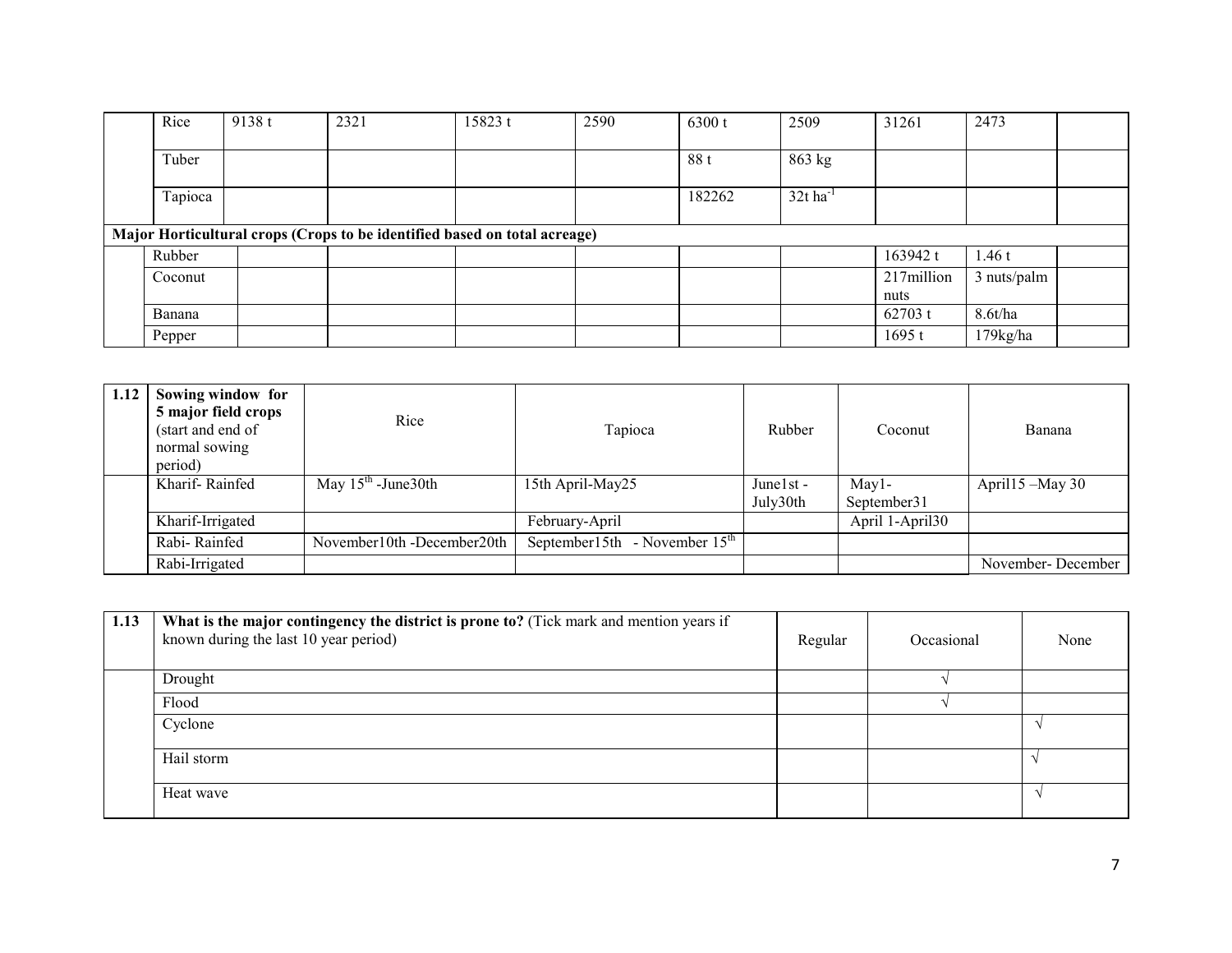| | | | | | | | | | | |
|---|---|---|---|---|---|---|---|---|---|---|
| | Rice | 9138 t | 2321 | 15823 t | 2590 | 6300 t | 2509 | 31261 | 2473 | |
| | Tuber | | | | | 88 t | 863 kg | | | |
| | Tapioca | | | | | 182262 | 32t $ha^{-1}$ | | | |
| **Major Horticultural crops (Crops to be identified based on total acreage)** | | | | | | | | | | |
| | Rubber | | | | | | | 163942 t | 1.46 t | |
| | Coconut | | | | | | | 217million nuts | 3 nuts/palm | |
| | Banana | | | | | | | 62703 t | 8.6t/ha | |
| | Pepper | | | | | | | 1695 t | 179kg/ha | |

| 1.12 | **Sowing window for 5 major field crops** (start and end of normal sowing period) | Rice | Tapioca | Rubber | Coconut | Banana |
|---|---|---|---|---|---|---|
| | Kharif- Rainfed | May 15th -June30th | 15th April-May25 | June1st - July30th | May1- September31 | April15 –May 30 |
| | Kharif-Irrigated | | February-April | | April 1-April30 | |
| | Rabi- Rainfed | November10th -December20th | September15th - November 15th | | | |
| | Rabi-Irrigated | | | | | November- December |

| 1.13 | **What is the major contingency the district is prone to?** (Tick mark and mention years if known during the last 10 year period) | Regular | Occasional | None |
|---|---|---|---|---|
| | Drought | | √ | |
| | Flood | | √ | |
| | Cyclone | | | √ |
| | Hail storm | | | √ |
| | Heat wave | | | √ |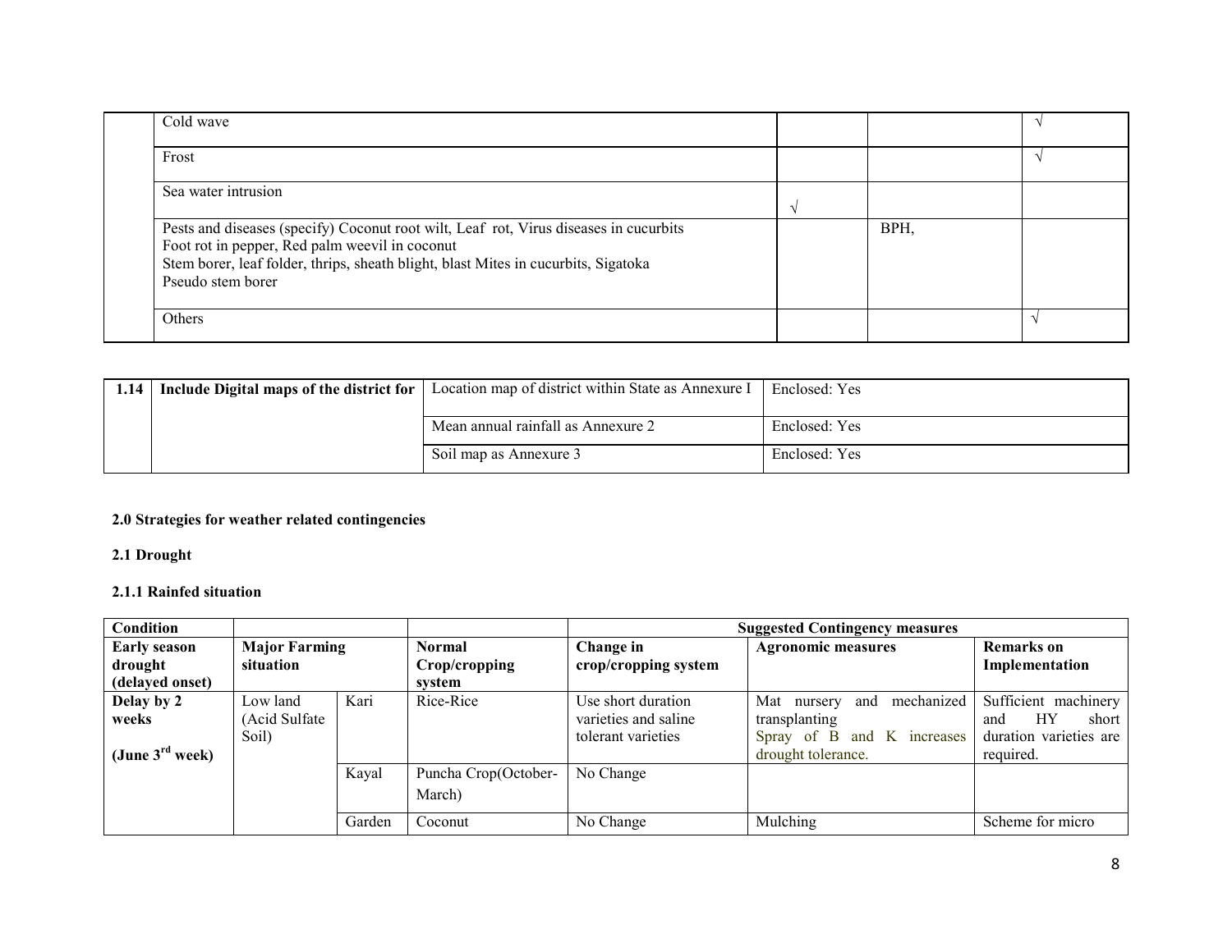| | | | | |
|---|---|---|---|---|
| | Cold wave | | | √ |
| | Frost | | | √ |
| | Sea water intrusion | √ | | |
| | Pests and diseases (specify) Coconut root wilt, Leaf rot, Virus diseases in cucurbits<br>Foot rot in pepper, Red palm weevil in coconut<br>Stem borer, leaf folder, thrips, sheath blight, blast Mites in cucurbits, Sigatoka<br>Pseudo stem borer | | BPH, | |
| | Others | | | √ |

| | | | |
|---|---|---|---|
| **1.14** | **Include Digital maps of the district for** | Location map of district within State as Annexure I | Enclosed: Yes |
| | | Mean annual rainfall as Annexure 2 | Enclosed: Yes |
| | | Soil map as Annexure 3 | Enclosed: Yes |

**2.0 Strategies for weather related contingencies**

**2.1 Drought**

**2.1.1 Rainfed situation**

| **Condition** | | | | **Suggested Contingency measures** | | |
|---|---|---|---|---|---|---|
| **Early season drought (delayed onset)** | **Major Farming situation** | | **Normal Crop/cropping system** | **Change in crop/cropping system** | **Agronomic measures** | **Remarks on Implementation** |
| **Delay by 2 weeks**<br><br>**(June 3rd week)** | Low land (Acid Sulfate Soil) | Kari | Rice-Rice | Use short duration varieties and saline tolerant varieties | Mat nursery and mechanized transplanting<br>Spray of B and K increases drought tolerance. | Sufficient machinery and HY short duration varieties are required. |
| | | Kayal | Puncha Crop(October-March) | No Change | | |
| | | Garden | Coconut | No Change | Mulching | Scheme for micro |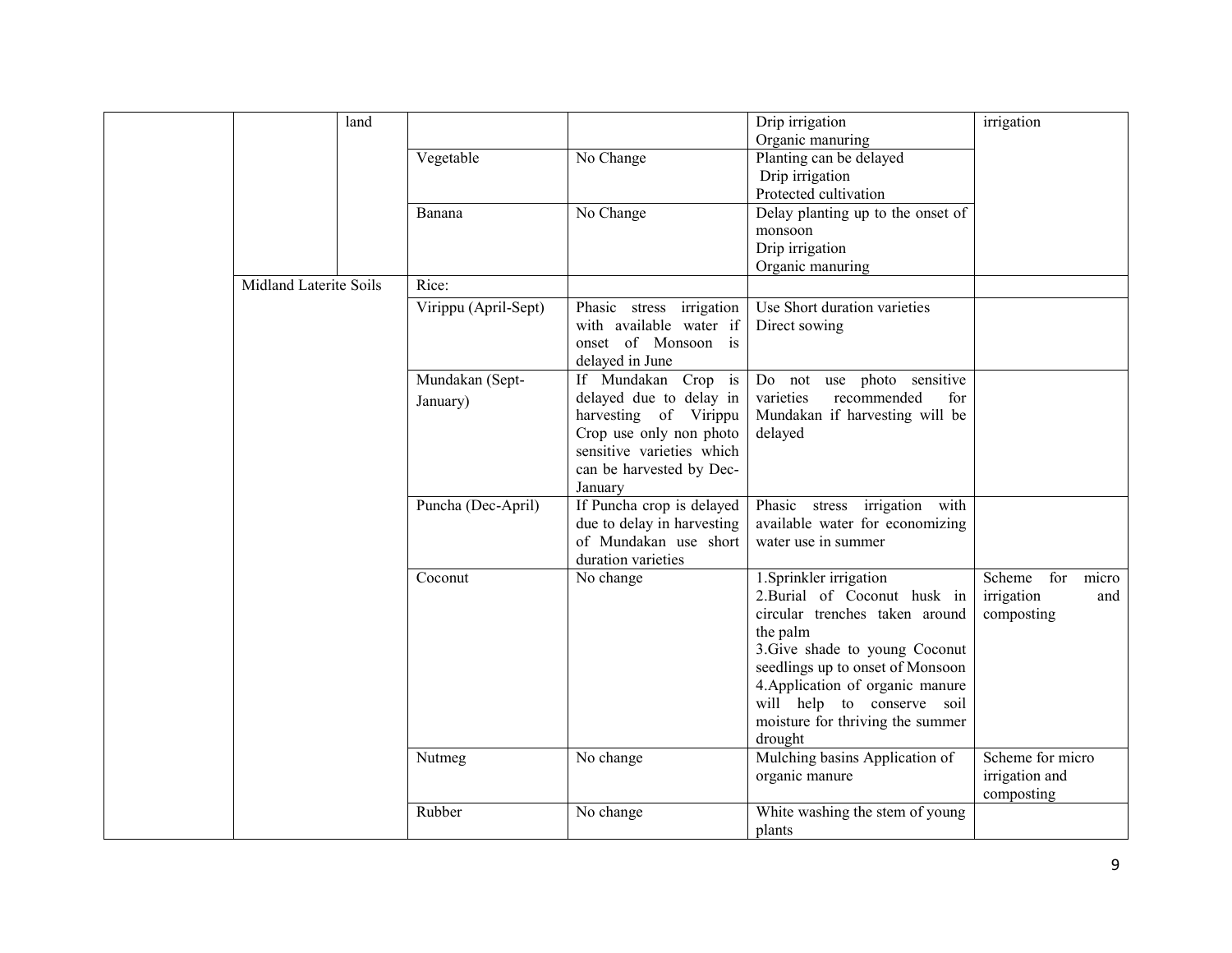| | | | | | | |
|---|---|---|---|---|---|---|
| | | land | | | Drip irrigation<br>Organic manuring | irrigation |
| | | | Vegetable | No Change | Planting can be delayed<br>Drip irrigation<br>Protected cultivation | |
| | | | Banana | No Change | Delay planting up to the onset of monsoon<br>Drip irrigation<br>Organic manuring | |
| | Midland Laterite Soils | | Rice: | | | |
| | | | Virippu (April-Sept) | Phasic stress irrigation with available water if onset of Monsoon is delayed in June | Use Short duration varieties<br>Direct sowing | |
| | | | Mundakan (Sept-January) | If Mundakan Crop is delayed due to delay in harvesting of Virippu Crop use only non photo sensitive varieties which can be harvested by Dec-January | Do not use photo sensitive varieties recommended for Mundakan if harvesting will be delayed | |
| | | | Puncha (Dec-April) | If Puncha crop is delayed due to delay in harvesting of Mundakan use short duration varieties | Phasic stress irrigation with available water for economizing water use in summer | |
| | | | Coconut | No change | 1.Sprinkler irrigation<br>2.Burial of Coconut husk in circular trenches taken around the palm<br>3.Give shade to young Coconut seedlings up to onset of Monsoon<br>4.Application of organic manure will help to conserve soil moisture for thriving the summer drought | Scheme for micro irrigation and composting |
| | | | Nutmeg | No change | Mulching basins Application of organic manure | Scheme for micro irrigation and composting |
| | | | Rubber | No change | White washing the stem of young plants | |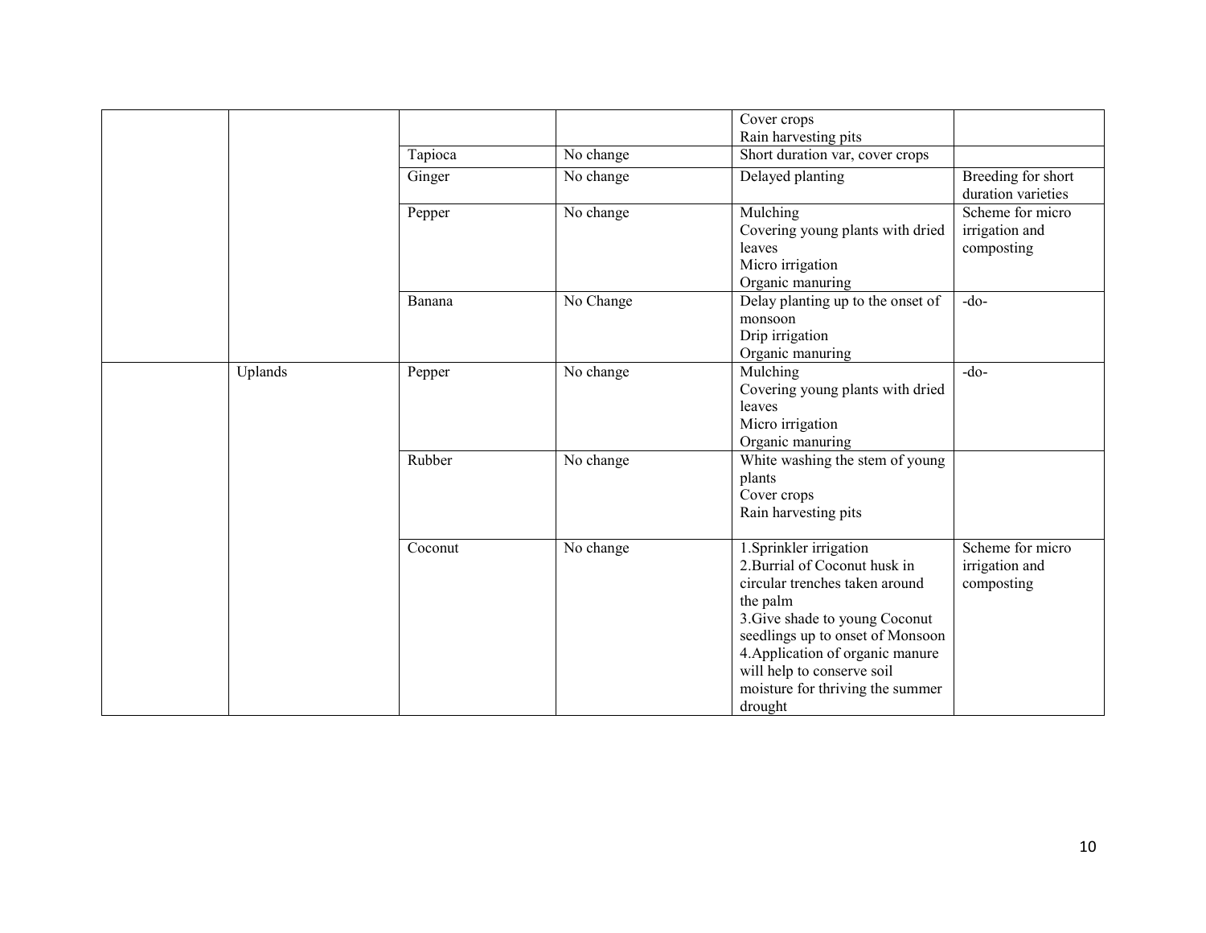| | | | | | |
|---|---|---|---|---|---|
| | | | | Cover crops<br>Rain harvesting pits | |
| | | Tapioca | No change | Short duration var, cover crops | |
| | | Ginger | No change | Delayed planting | Breeding for short duration varieties |
| | | Pepper | No change | Mulching<br>Covering young plants with dried leaves<br>Micro irrigation<br>Organic manuring | Scheme for micro irrigation and composting |
| | | Banana | No Change | Delay planting up to the onset of monsoon<br>Drip irrigation<br>Organic manuring | -do- |
| | Uplands | Pepper | No change | Mulching<br>Covering young plants with dried leaves<br>Micro irrigation<br>Organic manuring | -do- |
| | | Rubber | No change | White washing the stem of young plants<br>Cover crops<br>Rain harvesting pits | |
| | | Coconut | No change | 1.Sprinkler irrigation<br>2.Burrial of Coconut husk in circular trenches taken around the palm<br>3.Give shade to young Coconut seedlings up to onset of Monsoon<br>4.Application of organic manure will help to conserve soil moisture for thriving the summer drought | Scheme for micro irrigation and composting |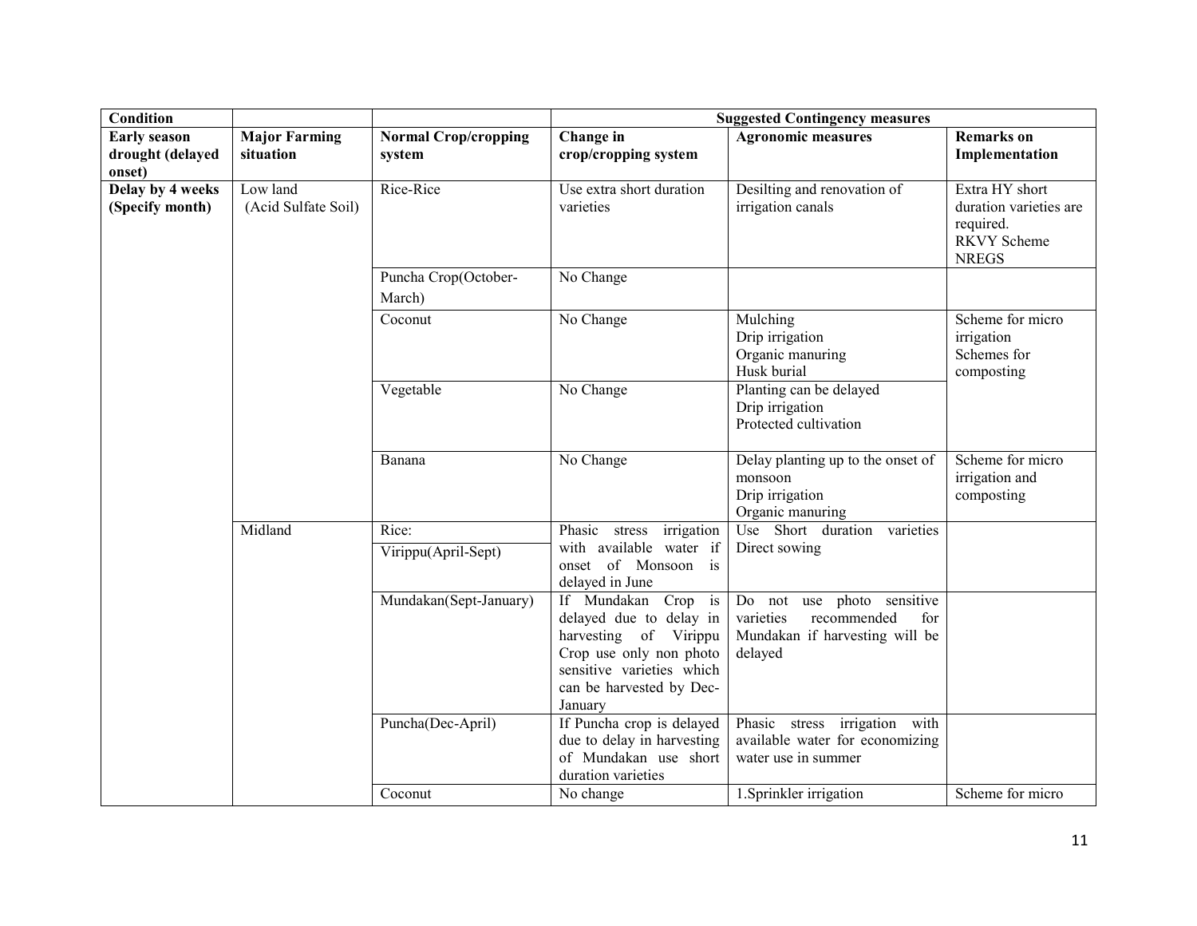| Condition | | | Suggested Contingency measures | | |
|---|---|---|---|---|---|
| **Early season drought (delayed onset)** | **Major Farming situation** | **Normal Crop/cropping system** | **Change in crop/cropping system** | **Agronomic measures** | **Remarks on Implementation** |
| **Delay by 4 weeks (Specify month)** | Low land (Acid Sulfate Soil) | Rice-Rice | Use extra short duration varieties | Desilting and renovation of irrigation canals | Extra HY short duration varieties are required. RKVY Scheme NREGS |
| | | Puncha Crop(October-March) | No Change | | |
| | | Coconut | No Change | Mulching<br>Drip irrigation<br>Organic manuring<br>Husk burial | Scheme for micro irrigation<br>Schemes for composting |
| | | Vegetable | No Change | Planting can be delayed<br>Drip irrigation<br>Protected cultivation | |
| | | Banana | No Change | Delay planting up to the onset of monsoon<br>Drip irrigation<br>Organic manuring | Scheme for micro irrigation and composting |
| | Midland | Rice:<br>Virippu(April-Sept) | Phasic stress irrigation with available water if onset of Monsoon is delayed in June | Use Short duration varieties<br>Direct sowing | |
| | | Mundakan(Sept-January) | If Mundakan Crop is delayed due to delay in harvesting of Virippu Crop use only non photo sensitive varieties which can be harvested by Dec-January | Do not use photo sensitive varieties recommended for Mundakan if harvesting will be delayed | |
| | | Puncha(Dec-April) | If Puncha crop is delayed due to delay in harvesting of Mundakan use short duration varieties | Phasic stress irrigation with available water for economizing water use in summer | |
| | | Coconut | No change | 1.Sprinkler irrigation | Scheme for micro |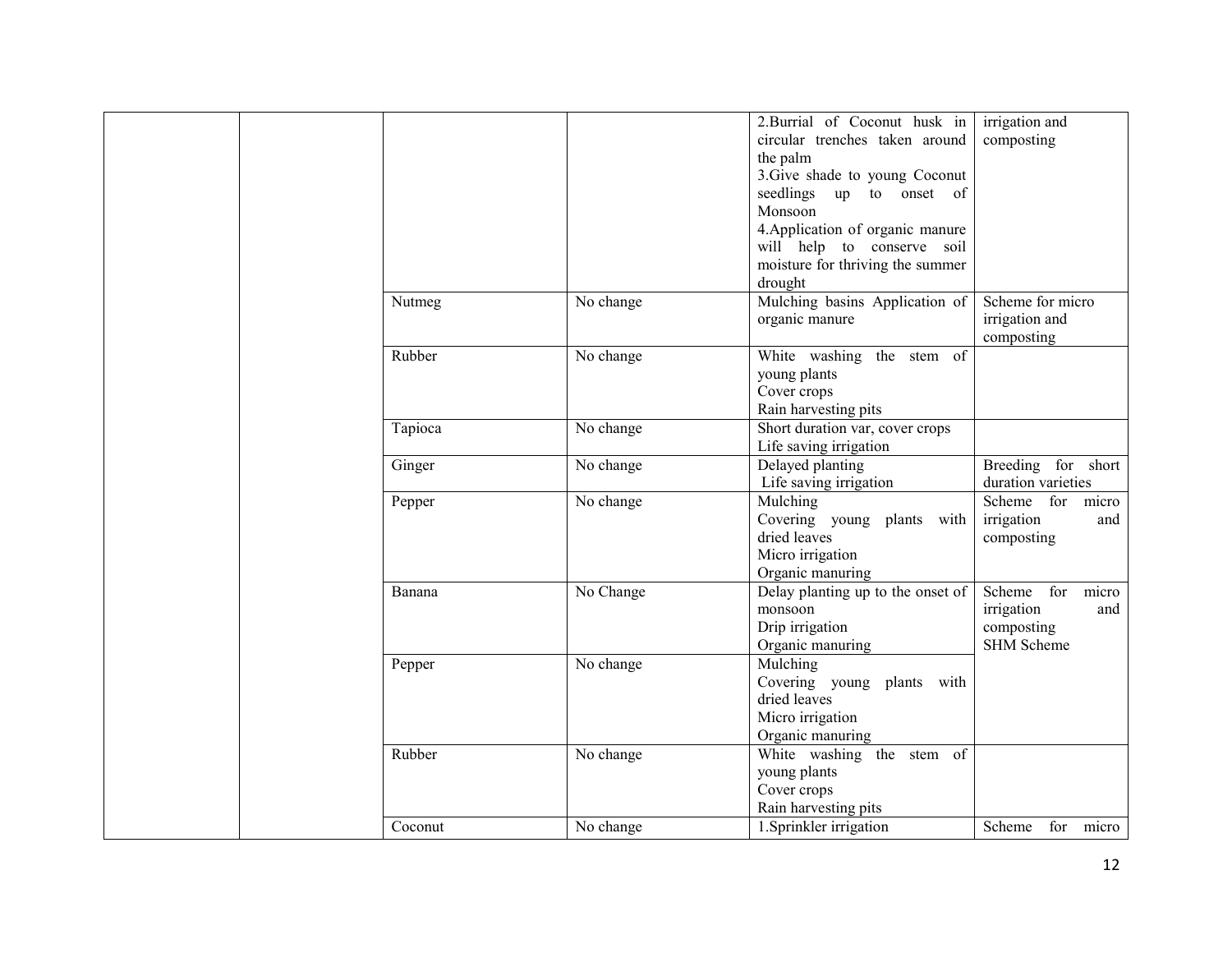| | | | | | |
|---|---|---|---|---|---|
| | | | | 2.Burrial of Coconut husk in circular trenches taken around the palm<br>3.Give shade to young Coconut seedlings up to onset of Monsoon<br>4.Application of organic manure will help to conserve soil moisture for thriving the summer drought | irrigation and composting |
| | | Nutmeg | No change | Mulching basins Application of organic manure | Scheme for micro irrigation and composting |
| | | Rubber | No change | White washing the stem of young plants<br>Cover crops<br>Rain harvesting pits | |
| | | Tapioca | No change | Short duration var, cover crops<br>Life saving irrigation | |
| | | Ginger | No change | Delayed planting<br>Life saving irrigation | Breeding for short duration varieties |
| | | Pepper | No change | Mulching<br>Covering young plants with dried leaves<br>Micro irrigation<br>Organic manuring | Scheme for micro irrigation and composting |
| | | Banana | No Change | Delay planting up to the onset of monsoon<br>Drip irrigation<br>Organic manuring | Scheme for micro irrigation and composting<br>SHM Scheme |
| | | Pepper | No change | Mulching<br>Covering young plants with dried leaves<br>Micro irrigation<br>Organic manuring | |
| | | Rubber | No change | White washing the stem of young plants<br>Cover crops<br>Rain harvesting pits | |
| | | Coconut | No change | 1.Sprinkler irrigation | Scheme for micro |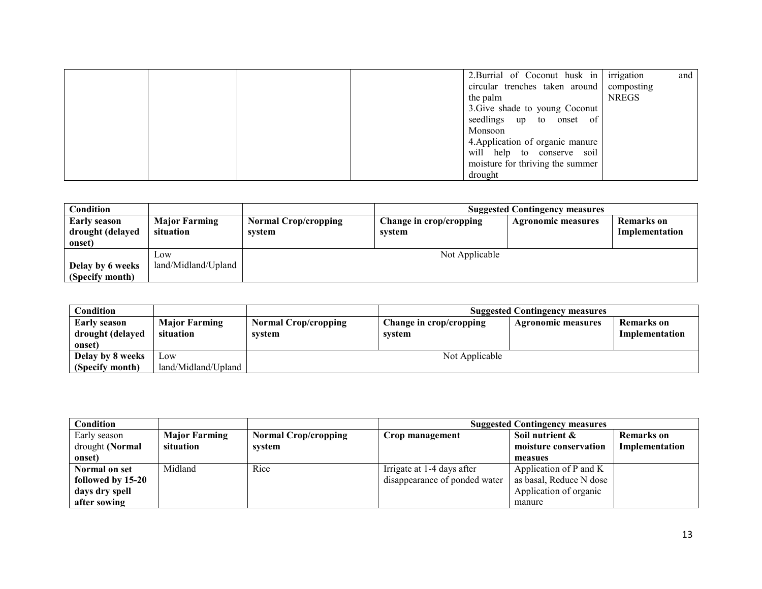|  |  |  |  | 2.Burrial of Coconut husk in circular trenches taken around the palm<br>3.Give shade to young Coconut seedlings up to onset of Monsoon<br>4.Application of organic manure will help to conserve soil moisture for thriving the summer drought | irrigation and composting NREGS |
|---|---|---|---|---|---|

| Condition |  |  | Suggested Contingency measures |  |  |
|---|---|---|---|---|---|
| **Early season drought (delayed onset)** | **Major Farming situation** | **Normal Crop/cropping system** | **Change in crop/cropping system** | **Agronomic measures** | **Remarks on Implementation** |
| **Delay by 6 weeks (Specify month)** | Low land/Midland/Upland | Not Applicable |  |  |  |

| Condition |  |  | Suggested Contingency measures |  |  |
|---|---|---|---|---|---|
| **Early season drought (delayed onset)** | **Major Farming situation** | **Normal Crop/cropping system** | **Change in crop/cropping system** | **Agronomic measures** | **Remarks on Implementation** |
| **Delay by 8 weeks (Specify month)** | Low land/Midland/Upland | Not Applicable |  |  |  |

| Condition |  |  | Suggested Contingency measures |  |  |
|---|---|---|---|---|---|
| Early season drought **(Normal onset)** | **Major Farming situation** | **Normal Crop/cropping system** | **Crop management** | **Soil nutrient & moisture conservation measues** | **Remarks on Implementation** |
| **Normal on set followed by 15-20 days dry spell after sowing** | Midland | Rice | Irrigate at 1-4 days after disappearance of ponded water | Application of P and K as basal, Reduce N dose Application of organic manure |  |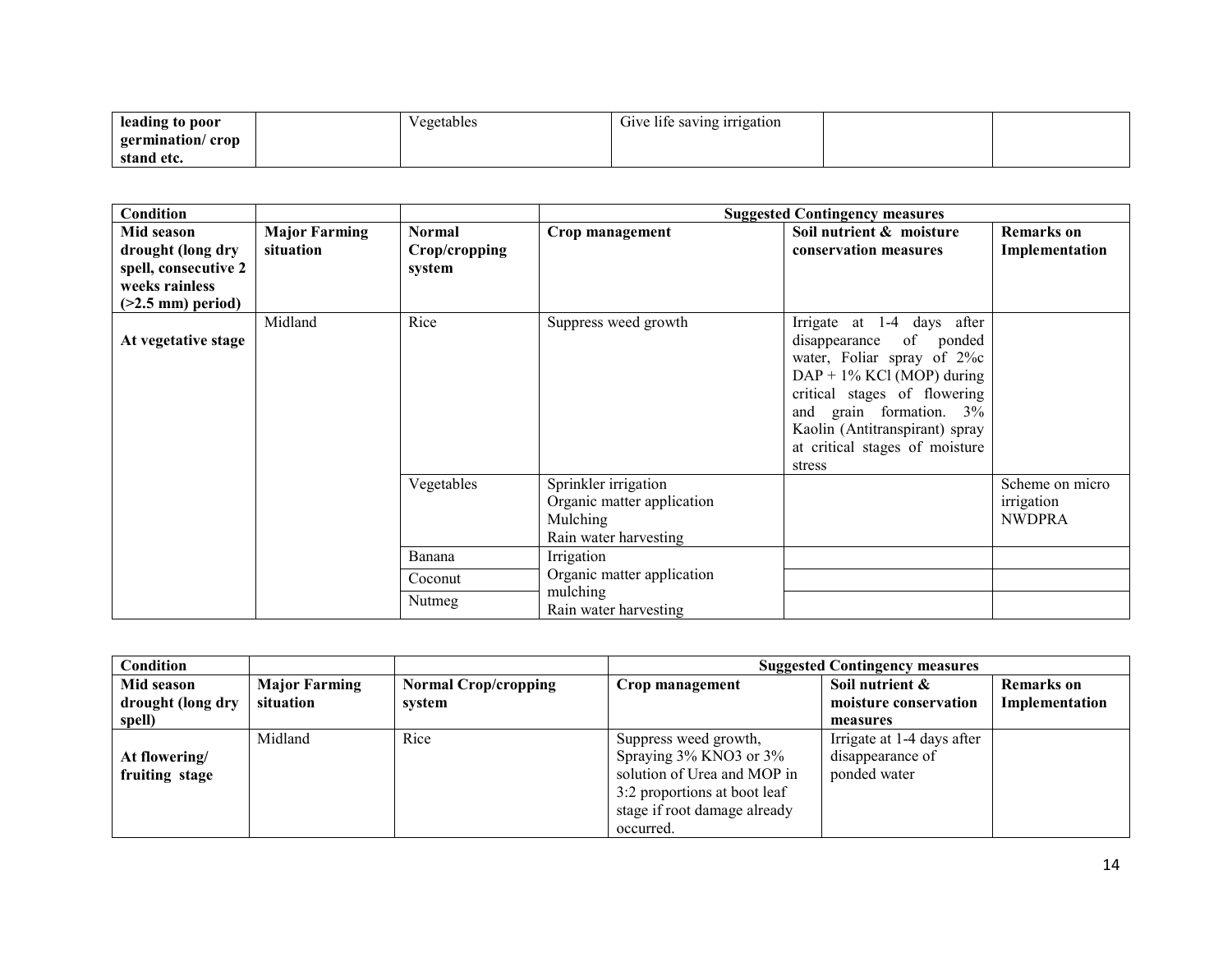| **leading to poor germination/ crop stand etc.** | | Vegetables | Give life saving irrigation | | |
|---|---|---|---|---|---|

| **Condition** | | | **Suggested Contingency measures** | | |
|---|---|---|---|---|---|
| **Mid season drought (long dry spell, consecutive 2 weeks rainless (>2.5 mm) period)** | **Major Farming situation** | **Normal Crop/cropping system** | **Crop management** | **Soil nutrient & moisture conservation measures** | **Remarks on Implementation** |
| **At vegetative stage** | Midland | Rice | Suppress weed growth | Irrigate at 1-4 days after disappearance of ponded water, Foliar spray of 2%c DAP + 1% KCl (MOP) during critical stages of flowering and grain formation. 3% Kaolin (Antitranspirant) spray at critical stages of moisture stress | |
| | | Vegetables | Sprinkler irrigation<br>Organic matter application<br>Mulching<br>Rain water harvesting | | Scheme on micro irrigation<br>NWDPRA |
| | | Banana | Irrigation<br>Organic matter application<br>mulching<br>Rain water harvesting | | |
| | | Coconut | | | |
| | | Nutmeg | | | |

| **Condition** | | | **Suggested Contingency measures** | | |
|---|---|---|---|---|---|
| **Mid season drought (long dry spell)** | **Major Farming situation** | **Normal Crop/cropping system** | **Crop management** | **Soil nutrient & moisture conservation measures** | **Remarks on Implementation** |
| **At flowering/ fruiting stage** | Midland | Rice | Suppress weed growth, Spraying 3% $KNO_3$ or 3% solution of Urea and MOP in 3:2 proportions at boot leaf stage if root damage already occurred. | Irrigate at 1-4 days after disappearance of ponded water | |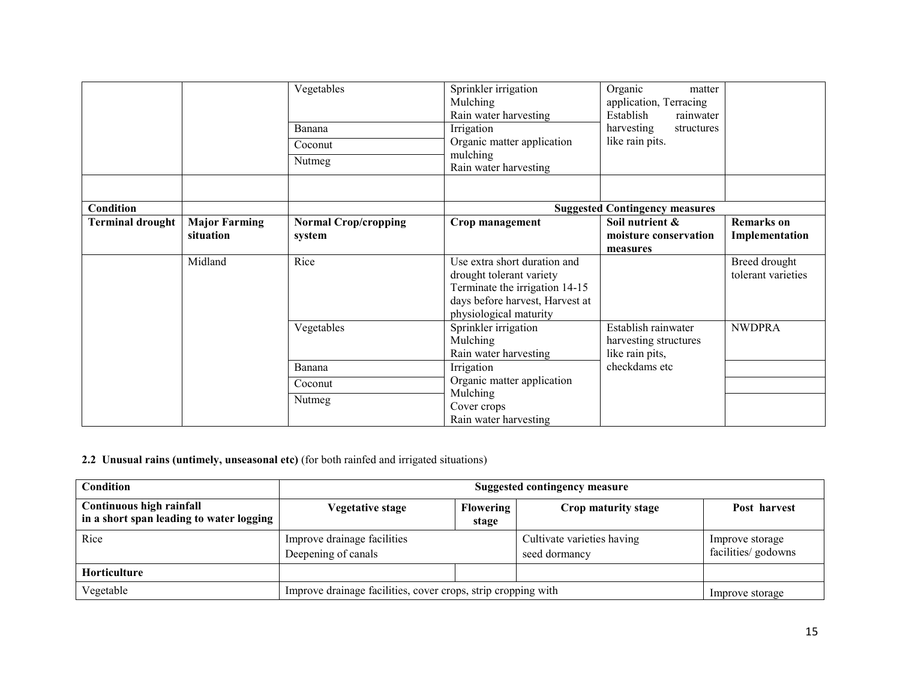| | | Vegetables | Sprinkler irrigation<br>Mulching<br>Rain water harvesting | Organic matter application, Terracing<br>Establish rainwater harvesting structures like rain pits. | |
|---|---|---|---|---|---|
| | | Banana | Irrigation<br>Organic matter application<br>mulching<br>Rain water harvesting | | |
| | | Coconut | | | |
| | | Nutmeg | | | |
| | | | | | |
| **Condition** | | | **Suggested Contingency measures** | | |
| **Terminal drought** | **Major Farming situation** | **Normal Crop/cropping system** | **Crop management** | **Soil nutrient & moisture conservation measures** | **Remarks on Implementation** |
| | Midland | Rice | Use extra short duration and drought tolerant variety<br>Terminate the irrigation 14-15 days before harvest, Harvest at physiological maturity | | Breed drought tolerant varieties |
| | | Vegetables | Sprinkler irrigation<br>Mulching<br>Rain water harvesting | Establish rainwater harvesting structures like rain pits, checkdams etc | NWDPRA |
| | | Banana | Irrigation<br>Organic matter application<br>Mulching<br>Cover crops<br>Rain water harvesting | | |
| | | Coconut | | | |
| | | Nutmeg | | | |

**2.2 Unusual rains (untimely, unseasonal etc)** (for both rainfed and irrigated situations)

| **Condition** | **Suggested contingency measure** | | | |
|---|---|---|---|---|
| **Continuous high rainfall in a short span leading to water logging** | **Vegetative stage** | **Flowering stage** | **Crop maturity stage** | **Post harvest** |
| Rice | Improve drainage facilities<br>Deepening of canals | | Cultivate varieties having seed dormancy | Improve storage facilities/ godowns |
| **Horticulture** | | | | |
| Vegetable | Improve drainage facilities, cover crops, strip cropping with | | | Improve storage |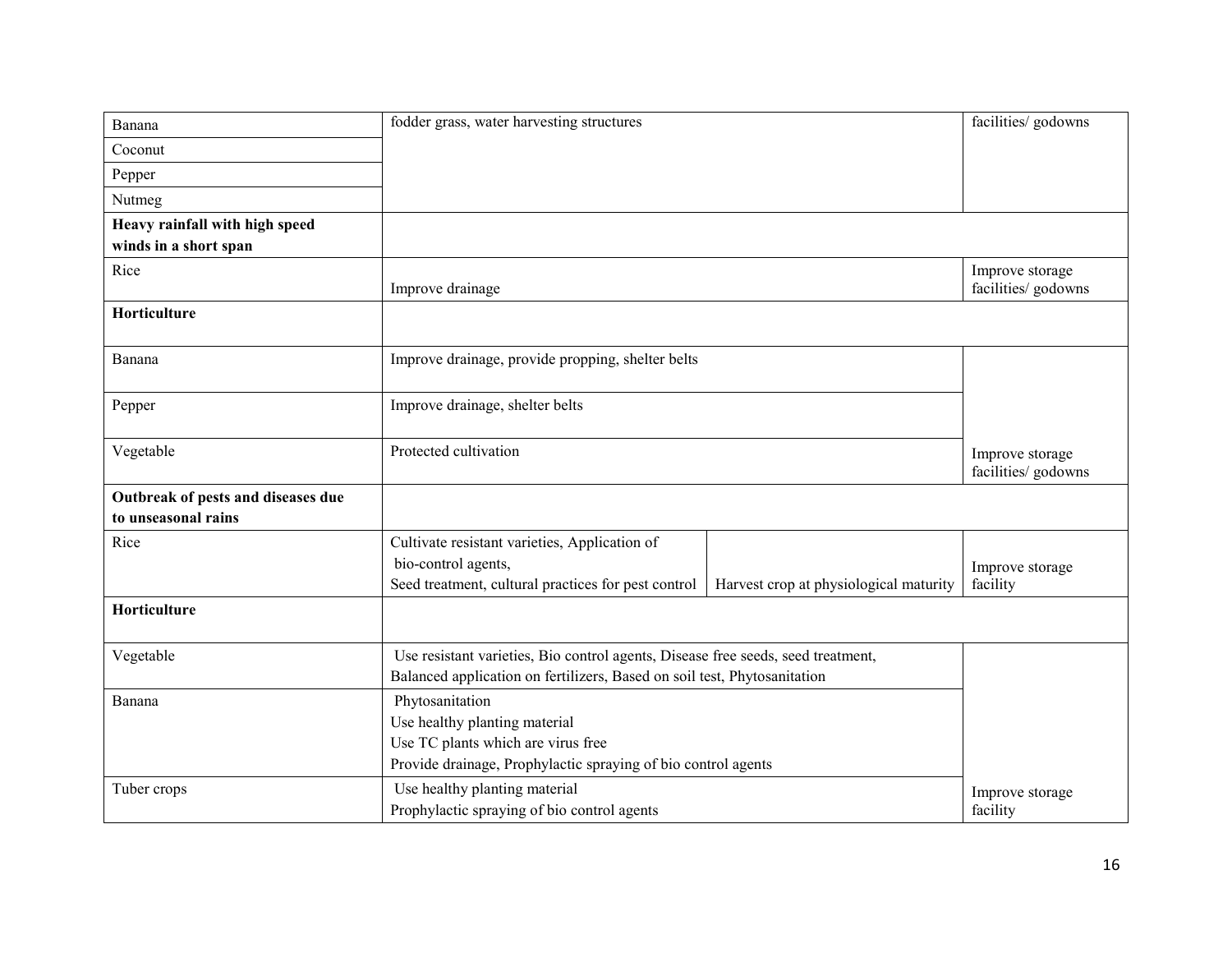| | | | |
|---|---|---|---|
| Banana | fodder grass, water harvesting structures | | facilities/ godowns |
| Coconut | | | |
| Pepper | | | |
| Nutmeg | | | |
| **Heavy rainfall with high speed winds in a short span** | | | |
| Rice | Improve drainage | | Improve storage facilities/ godowns |
| **Horticulture** | | | |
| Banana | Improve drainage, provide propping, shelter belts | | |
| Pepper | Improve drainage, shelter belts | | |
| Vegetable | Protected cultivation | | Improve storage facilities/ godowns |
| **Outbreak of pests and diseases due to unseasonal rains** | | | |
| Rice | Cultivate resistant varieties, Application of bio-control agents, Seed treatment, cultural practices for pest control | Harvest crop at physiological maturity | Improve storage facility |
| **Horticulture** | | | |
| Vegetable | Use resistant varieties, Bio control agents, Disease free seeds, seed treatment, Balanced application on fertilizers, Based on soil test, Phytosanitation | | |
| Banana | Phytosanitation<br>Use healthy planting material<br>Use TC plants which are virus free<br>Provide drainage, Prophylactic spraying of bio control agents | | |
| Tuber crops | Use healthy planting material<br>Prophylactic spraying of bio control agents | | Improve storage facility |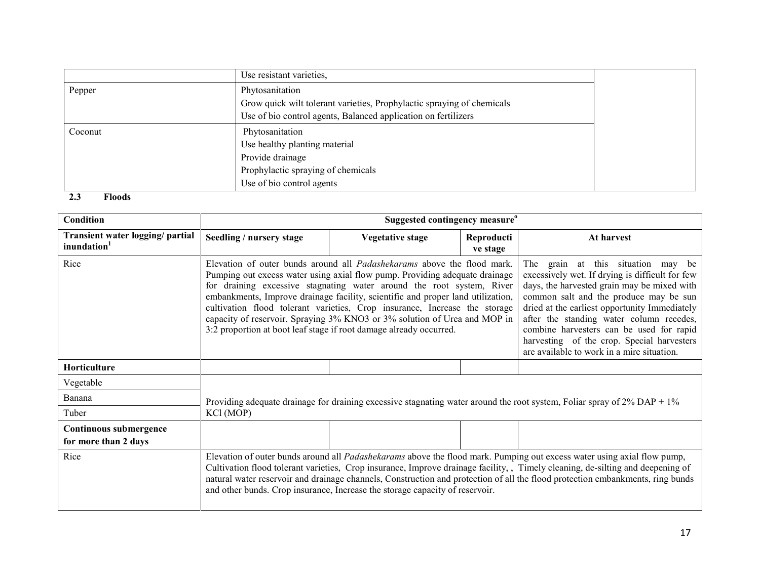| | | |
|---|---|---|
| | Use resistant varieties, | |
| Pepper | Phytosanitation<br>Grow quick wilt tolerant varieties, Prophylactic spraying of chemicals<br>Use of bio control agents, Balanced application on fertilizers | |
| Coconut | Phytosanitation<br>Use healthy planting material<br>Provide drainage<br>Prophylactic spraying of chemicals<br>Use of bio control agents | |

**2.3 Floods**

| Condition | Suggested contingency measure[o] | | | |
|---|---|---|---|---|
| **Transient water logging/ partial inundation[1]** | **Seedling / nursery stage** | **Vegetative stage** | **Reproductive stage** | **At harvest** |
| Rice | Elevation of outer bunds around all *Padashekarams* above the flood mark. Pumping out excess water using axial flow pump. Providing adequate drainage for draining excessive stagnating water around the root system, River embankments, Improve drainage facility, scientific and proper land utilization, cultivation flood tolerant varieties, Crop insurance, Increase the storage capacity of reservoir. Spraying 3% $KNO_3$ or 3% solution of Urea and MOP in 3:2 proportion at boot leaf stage if root damage already occurred. | | | The grain at this situation may be excessively wet. If drying is difficult for few days, the harvested grain may be mixed with common salt and the produce may be sun dried at the earliest opportunity Immediately after the standing water column recedes, combine harvesters can be used for rapid harvesting of the crop. Special harvesters are available to work in a mire situation. |
| **Horticulture** | | | | |
| Vegetable | Providing adequate drainage for draining excessive stagnating water around the root system, Foliar spray of 2% DAP + 1% KCl (MOP) | | | |
| Banana | | | | |
| Tuber | | | | |
| **Continuous submergence for more than 2 days** | | | | |
| Rice | Elevation of outer bunds around all *Padashekarams* above the flood mark. Pumping out excess water using axial flow pump, Cultivation flood tolerant varieties, Crop insurance, Improve drainage facility, , Timely cleaning, de-silting and deepening of natural water reservoir and drainage channels, Construction and protection of all the flood protection embankments, ring bunds and other bunds. Crop insurance, Increase the storage capacity of reservoir. | | | |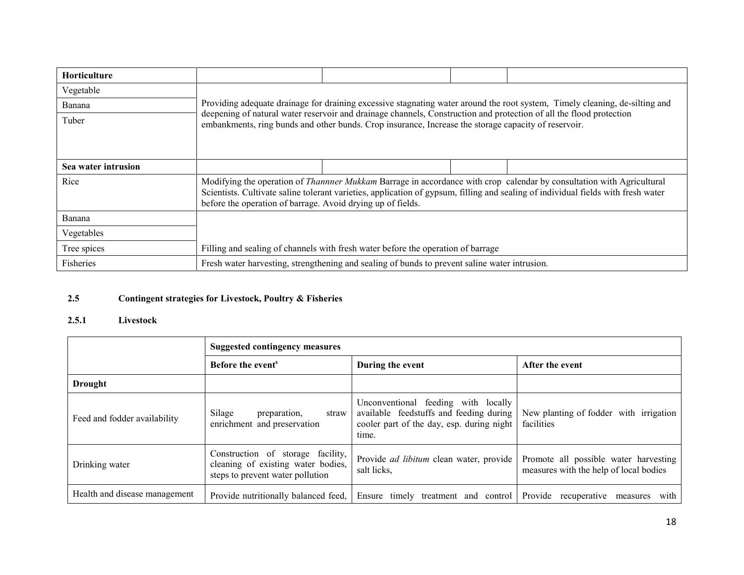| Horticulture | | | | |
|---|---|---|---|---|
| Vegetable | Providing adequate drainage for draining excessive stagnating water around the root system, Timely cleaning, de-silting and deepening of natural water reservoir and drainage channels, Construction and protection of all the flood protection embankments, ring bunds and other bunds. Crop insurance, Increase the storage capacity of reservoir. | | | |
| Banana | | | | |
| Tuber | | | | |
| **Sea water intrusion** | | | | |
| Rice | Modifying the operation of *Thannner Mukkam* Barrage in accordance with crop calendar by consultation with Agricultural Scientists. Cultivate saline tolerant varieties, application of gypsum, filling and sealing of individual fields with fresh water before the operation of barrage. Avoid drying up of fields. | | | |
| Banana | Filling and sealing of channels with fresh water before the operation of barrage | | | |
| Vegetables | | | | |
| Tree spices | | | | |
| Fisheries | Fresh water harvesting, strengthening and sealing of bunds to prevent saline water intrusion. | | | |

**2.5 Contingent strategies for Livestock, Poultry & Fisheries**

**2.5.1 Livestock**

| | Suggested contingency measures | | |
|---|---|---|---|
| | **Before the event[s]** | **During the event** | **After the event** |
| **Drought** | | | |
| Feed and fodder availability | Silage preparation, straw enrichment and preservation | Unconventional feeding with locally available feedstuffs and feeding during cooler part of the day, esp. during night time. | New planting of fodder with irrigation facilities |
| Drinking water | Construction of storage facility, cleaning of existing water bodies, steps to prevent water pollution | Provide *ad libitum* clean water, provide salt licks, | Promote all possible water harvesting measures with the help of local bodies |
| Health and disease management | Provide nutritionally balanced feed, | Ensure timely treatment and control | Provide recuperative measures with |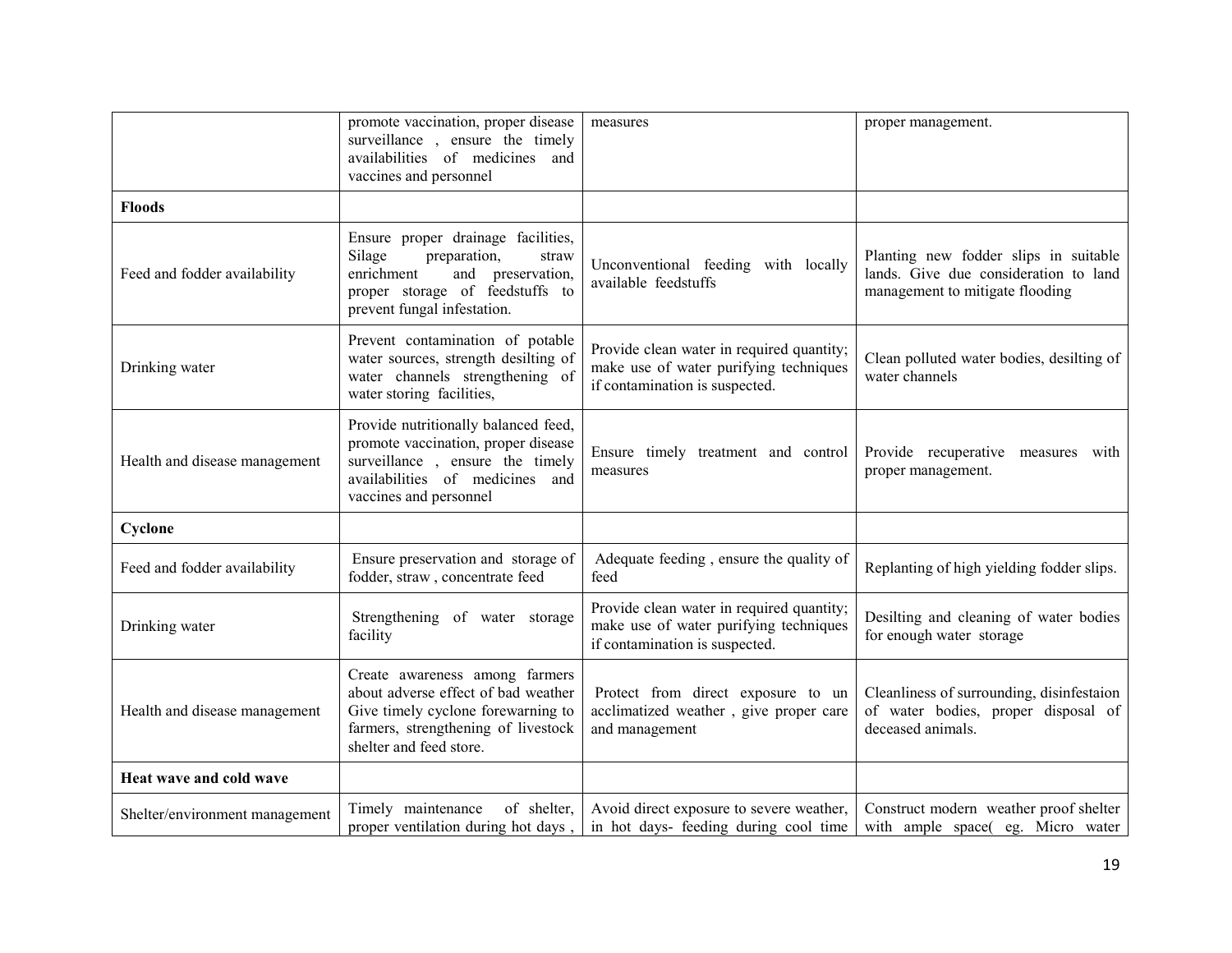| | | | |
|---|---|---|---|
| | promote vaccination, proper disease surveillance , ensure the timely availabilities of medicines and vaccines and personnel | measures | proper management. |
| **Floods** | | | |
| Feed and fodder availability | Ensure proper drainage facilities, Silage preparation, straw enrichment and preservation, proper storage of feedstuffs to prevent fungal infestation. | Unconventional feeding with locally available feedstuffs | Planting new fodder slips in suitable lands. Give due consideration to land management to mitigate flooding |
| Drinking water | Prevent contamination of potable water sources, strength desilting of water channels strengthening of water storing facilities, | Provide clean water in required quantity; make use of water purifying techniques if contamination is suspected. | Clean polluted water bodies, desilting of water channels |
| Health and disease management | Provide nutritionally balanced feed, promote vaccination, proper disease surveillance , ensure the timely availabilities of medicines and vaccines and personnel | Ensure timely treatment and control measures | Provide recuperative measures with proper management. |
| **Cyclone** | | | |
| Feed and fodder availability | Ensure preservation and storage of fodder, straw , concentrate feed | Adequate feeding , ensure the quality of feed | Replanting of high yielding fodder slips. |
| Drinking water | Strengthening of water storage facility | Provide clean water in required quantity; make use of water purifying techniques if contamination is suspected. | Desilting and cleaning of water bodies for enough water storage |
| Health and disease management | Create awareness among farmers about adverse effect of bad weather Give timely cyclone forewarning to farmers, strengthening of livestock shelter and feed store. | Protect from direct exposure to un acclimatized weather , give proper care and management | Cleanliness of surrounding, disinfestaion of water bodies, proper disposal of deceased animals. |
| **Heat wave and cold wave** | | | |
| Shelter/environment management | Timely maintenance of shelter, proper ventilation during hot days , | Avoid direct exposure to severe weather, in hot days- feeding during cool time | Construct modern weather proof shelter with ample space( eg. Micro water |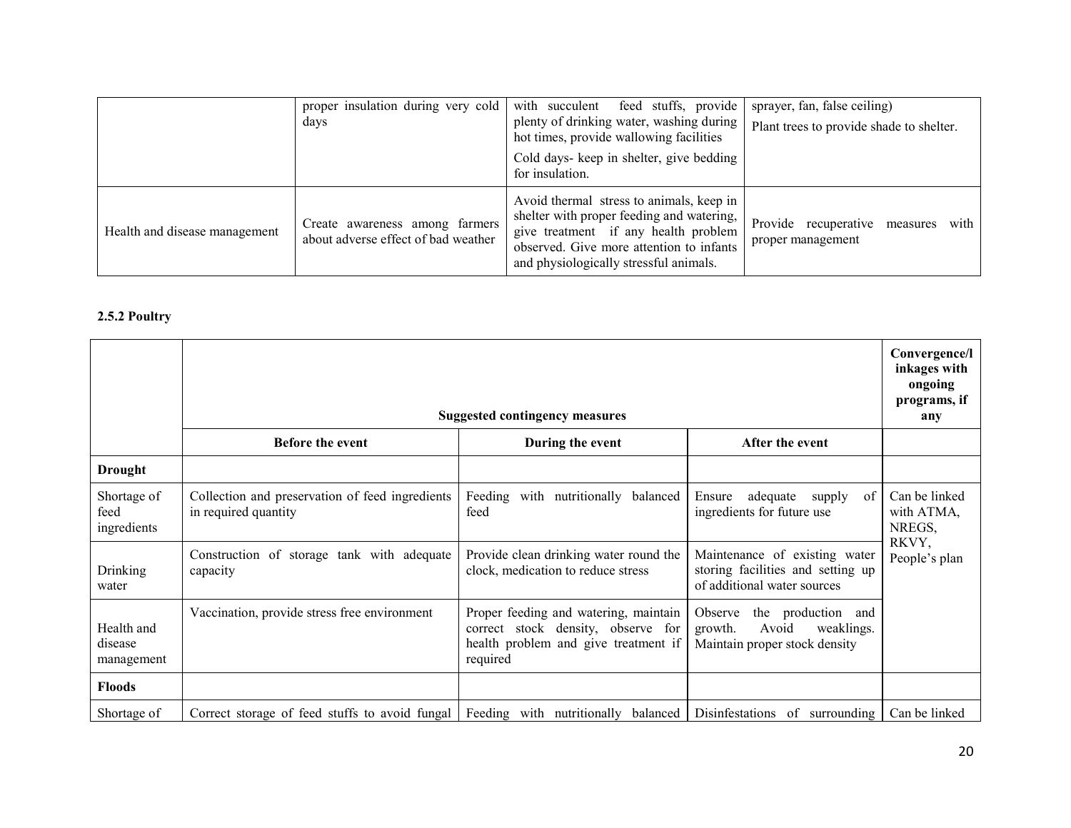| | | | |
|---|---|---|---|
| | proper insulation during very cold days | with succulent feed stuffs, provide plenty of drinking water, washing during hot times, provide wallowing facilities<br>Cold days- keep in shelter, give bedding for insulation. | sprayer, fan, false ceiling)<br>Plant trees to provide shade to shelter. |
| Health and disease management | Create awareness among farmers about adverse effect of bad weather | Avoid thermal stress to animals, keep in shelter with proper feeding and watering, give treatment if any health problem observed. Give more attention to infants and physiologically stressful animals. | Provide recuperative measures with proper management |

**2.5.2 Poultry**

| | Suggested contingency measures | | | Convergence/linkages with ongoing programs, if any |
|---|---|---|---|---|
| | Before the event | During the event | After the event | |
| **Drought** | | | | |
| Shortage of feed ingredients | Collection and preservation of feed ingredients in required quantity | Feeding with nutritionally balanced feed | Ensure adequate supply of ingredients for future use | Can be linked with ATMA, NREGS, RKVY, People's plan |
| Drinking water | Construction of storage tank with adequate capacity | Provide clean drinking water round the clock, medication to reduce stress | Maintenance of existing water storing facilities and setting up of additional water sources | |
| Health and disease management | Vaccination, provide stress free environment | Proper feeding and watering, maintain correct stock density, observe for health problem and give treatment if required | Observe the production and growth. Avoid weaklings. Maintain proper stock density | |
| **Floods** | | | | |
| Shortage of | Correct storage of feed stuffs to avoid fungal | Feeding with nutritionally balanced | Disinfestations of surrounding | Can be linked |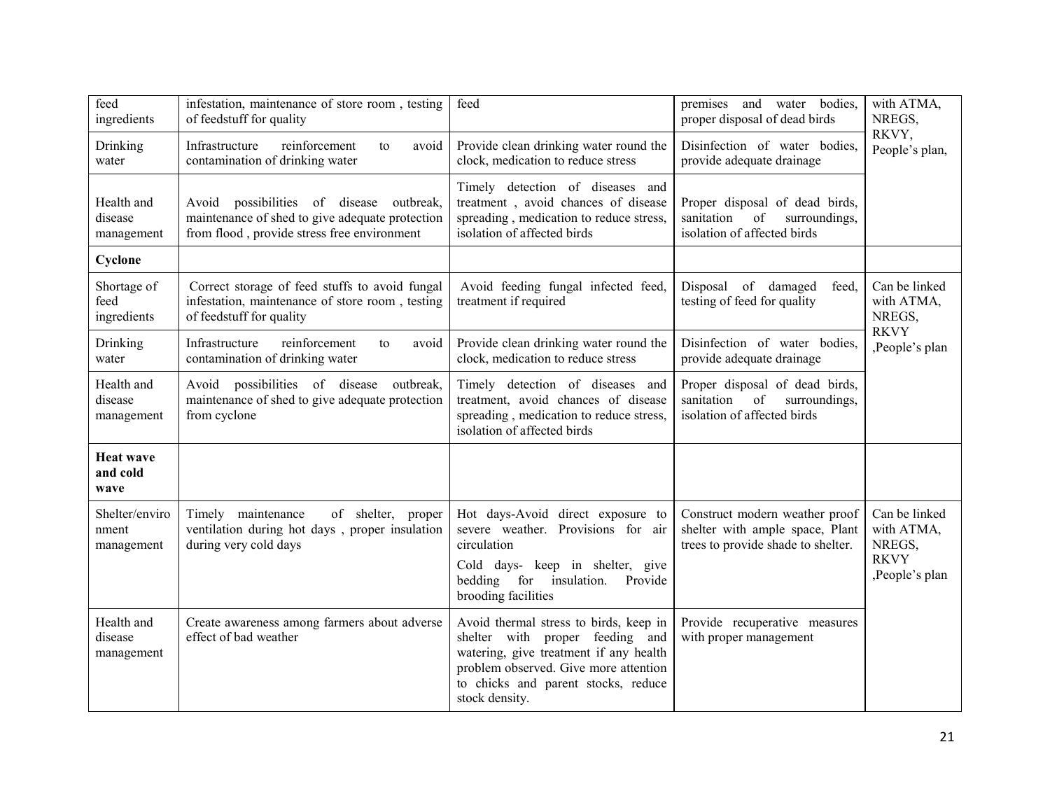| feed ingredients | infestation, maintenance of store room , testing of feedstuff for quality | feed | premises and water bodies, proper disposal of dead birds | with ATMA, NREGS, RKVY, People's plan, |
|---|---|---|---|---|
| Drinking water | Infrastructure reinforcement to avoid contamination of drinking water | Provide clean drinking water round the clock, medication to reduce stress | Disinfection of water bodies, provide adequate drainage | |
| Health and disease management | Avoid possibilities of disease outbreak, maintenance of shed to give adequate protection from flood , provide stress free environment | Timely detection of diseases and treatment , avoid chances of disease spreading , medication to reduce stress, isolation of affected birds | Proper disposal of dead birds, sanitation of surroundings, isolation of affected birds | |
| **Cyclone** | | | | |
| Shortage of feed ingredients | Correct storage of feed stuffs to avoid fungal infestation, maintenance of store room , testing of feedstuff for quality | Avoid feeding fungal infected feed, treatment if required | Disposal of damaged feed, testing of feed for quality | Can be linked with ATMA, NREGS, RKVY ,People's plan |
| Drinking water | Infrastructure reinforcement to avoid contamination of drinking water | Provide clean drinking water round the clock, medication to reduce stress | Disinfection of water bodies, provide adequate drainage | |
| Health and disease management | Avoid possibilities of disease outbreak, maintenance of shed to give adequate protection from cyclone | Timely detection of diseases and treatment, avoid chances of disease spreading , medication to reduce stress, isolation of affected birds | Proper disposal of dead birds, sanitation of surroundings, isolation of affected birds | |
| **Heat wave and cold wave** | | | | |
| Shelter/environment management | Timely maintenance of shelter, proper ventilation during hot days , proper insulation during very cold days | Hot days-Avoid direct exposure to severe weather. Provisions for air circulation<br>Cold days- keep in shelter, give bedding for insulation. Provide brooding facilities | Construct modern weather proof shelter with ample space, Plant trees to provide shade to shelter. | Can be linked with ATMA, NREGS, RKVY ,People's plan |
| Health and disease management | Create awareness among farmers about adverse effect of bad weather | Avoid thermal stress to birds, keep in shelter with proper feeding and watering, give treatment if any health problem observed. Give more attention to chicks and parent stocks, reduce stock density. | Provide recuperative measures with proper management | |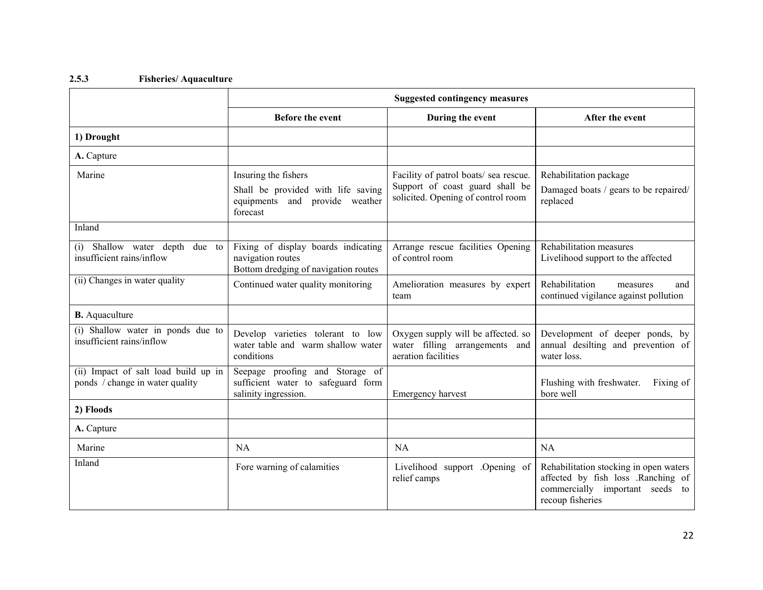### 2.5.3 Fisheries/ Aquaculture

| | Suggested contingency measures | | |
|---|---|---|---|
| | **Before the event** | **During the event** | **After the event** |
| **1) Drought** | | | |
| **A.** Capture | | | |
| Marine | Insuring the fishers<br>Shall be provided with life saving equipments and provide weather forecast | Facility of patrol boats/ sea rescue. Support of coast guard shall be solicited. Opening of control room | Rehabilitation package<br>Damaged boats / gears to be repaired/ replaced |
| Inland | | | |
| (i) Shallow water depth due to insufficient rains/inflow | Fixing of display boards indicating navigation routes<br>Bottom dredging of navigation routes | Arrange rescue facilities Opening of control room | Rehabilitation measures<br>Livelihood support to the affected |
| (ii) Changes in water quality | Continued water quality monitoring | Amelioration measures by expert team | Rehabilitation measures and continued vigilance against pollution |
| **B.** Aquaculture | | | |
| (i) Shallow water in ponds due to insufficient rains/inflow | Develop varieties tolerant to low water table and warm shallow water conditions | Oxygen supply will be affected. so water filling arrangements and aeration facilities | Development of deeper ponds, by annual desilting and prevention of water loss. |
| (ii) Impact of salt load build up in ponds / change in water quality | Seepage proofing and Storage of sufficient water to safeguard form salinity ingression. | Emergency harvest | Flushing with freshwater. Fixing of bore well |
| **2) Floods** | | | |
| **A.** Capture | | | |
| Marine | NA | NA | NA |
| Inland | Fore warning of calamities | Livelihood support .Opening of relief camps | Rehabilitation stocking in open waters affected by fish loss .Ranching of commercially important seeds to recoup fisheries |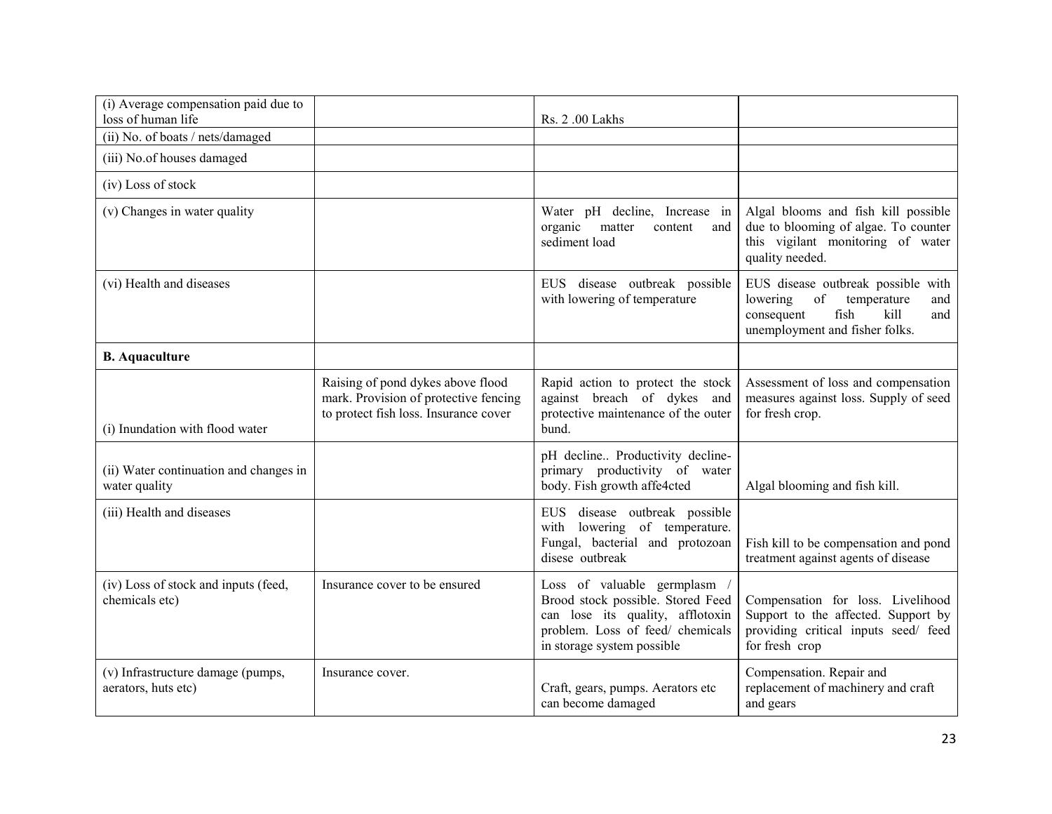| (i) Average compensation paid due to loss of human life | | Rs. 2 .00 Lakhs | |
|---|---|---|---|
| (ii) No. of boats / nets/damaged | | | |
| (iii) No.of houses damaged | | | |
| (iv) Loss of stock | | | |
| (v) Changes in water quality | | Water pH decline, Increase in organic matter content and sediment load | Algal blooms and fish kill possible due to blooming of algae. To counter this vigilant monitoring of water quality needed. |
| (vi) Health and diseases | | EUS disease outbreak possible with lowering of temperature | EUS disease outbreak possible with lowering of temperature and consequent fish kill and unemployment and fisher folks. |
| **B. Aquaculture** | | | |
| (i) Inundation with flood water | Raising of pond dykes above flood mark. Provision of protective fencing to protect fish loss. Insurance cover | Rapid action to protect the stock against breach of dykes and protective maintenance of the outer bund. | Assessment of loss and compensation measures against loss. Supply of seed for fresh crop. |
| (ii) Water continuation and changes in water quality | | pH decline.. Productivity decline- primary productivity of water body. Fish growth affe4cted | Algal blooming and fish kill. |
| (iii) Health and diseases | | EUS disease outbreak possible with lowering of temperature. Fungal, bacterial and protozoan disese outbreak | Fish kill to be compensation and pond treatment against agents of disease |
| (iv) Loss of stock and inputs (feed, chemicals etc) | Insurance cover to be ensured | Loss of valuable germplasm / Brood stock possible. Stored Feed can lose its quality, afflotoxin problem. Loss of feed/ chemicals in storage system possible | Compensation for loss. Livelihood Support to the affected. Support by providing critical inputs seed/ feed for fresh crop |
| (v) Infrastructure damage (pumps, aerators, huts etc) | Insurance cover. | Craft, gears, pumps. Aerators etc can become damaged | Compensation. Repair and replacement of machinery and craft and gears |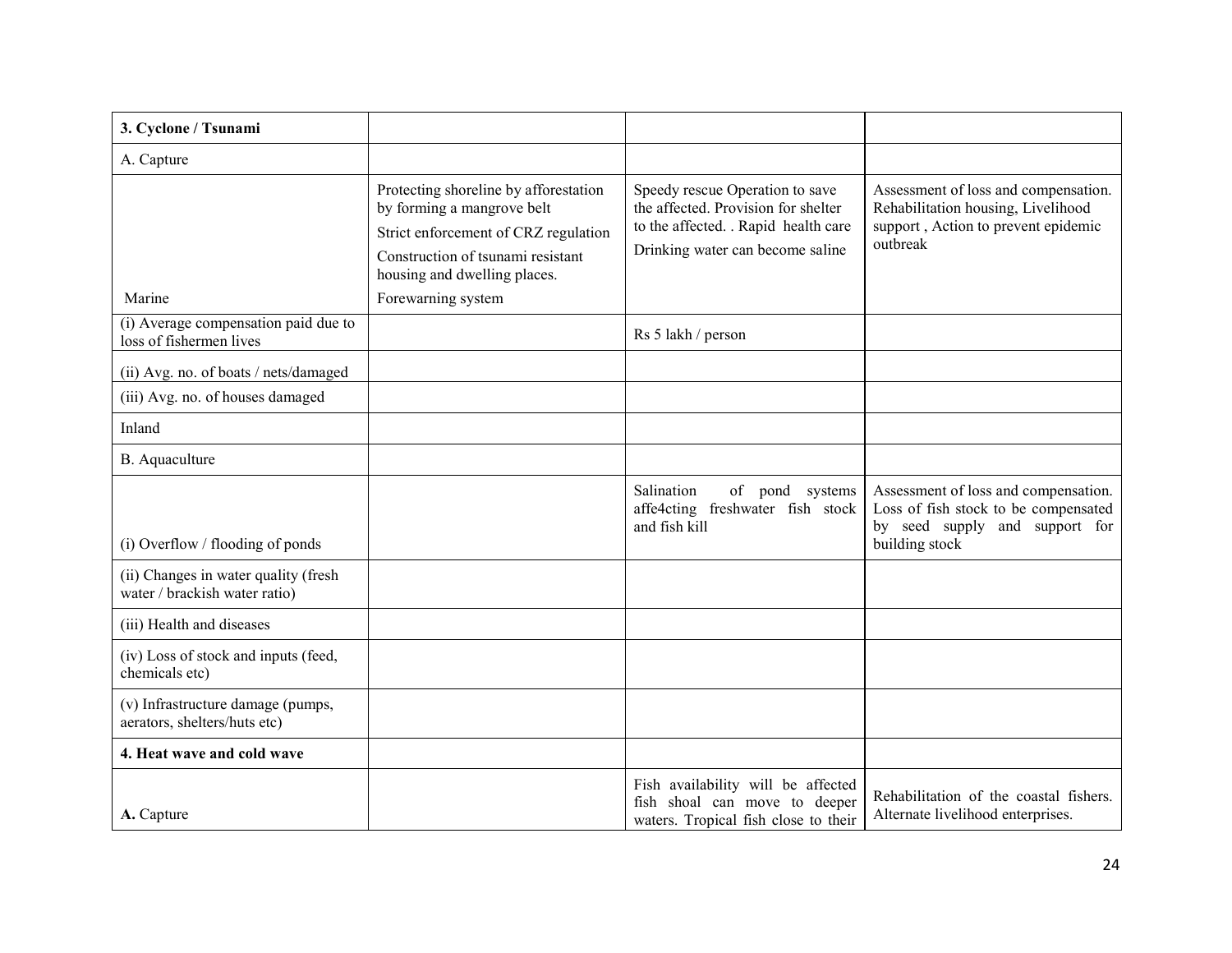| 3. Cyclone / Tsunami | | | |
|---|---|---|---|
| A. Capture | | | |
| Marine | Protecting shoreline by afforestation by forming a mangrove belt<br>Strict enforcement of CRZ regulation<br>Construction of tsunami resistant housing and dwelling places.<br>Forewarning system | Speedy rescue Operation to save the affected. Provision for shelter to the affected. . Rapid health care<br>Drinking water can become saline | Assessment of loss and compensation. Rehabilitation housing, Livelihood support , Action to prevent epidemic outbreak |
| (i) Average compensation paid due to loss of fishermen lives | | Rs 5 lakh / person | |
| (ii) Avg. no. of boats / nets/damaged | | | |
| (iii) Avg. no. of houses damaged | | | |
| Inland | | | |
| B. Aquaculture | | | |
| (i) Overflow / flooding of ponds | | Salination of pond systems affe4cting freshwater fish stock and fish kill | Assessment of loss and compensation. Loss of fish stock to be compensated by seed supply and support for building stock |
| (ii) Changes in water quality (fresh water / brackish water ratio) | | | |
| (iii) Health and diseases | | | |
| (iv) Loss of stock and inputs (feed, chemicals etc) | | | |
| (v) Infrastructure damage (pumps, aerators, shelters/huts etc) | | | |
| **4. Heat wave and cold wave** | | | |
| **A.** Capture | | Fish availability will be affected fish shoal can move to deeper waters. Tropical fish close to their | Rehabilitation of the coastal fishers. Alternate livelihood enterprises. |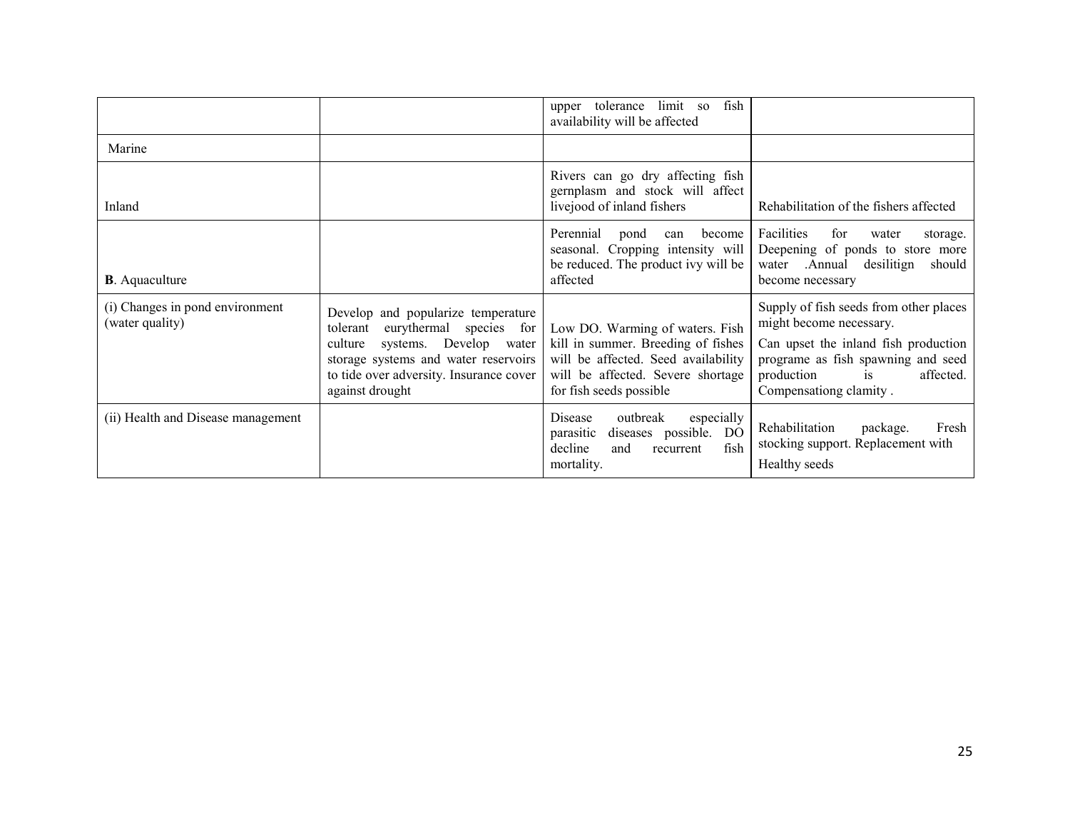| | | | |
|---|---|---|---|
| | | upper tolerance limit so fish availability will be affected | |
| Marine | | | |
| Inland | | Rivers can go dry affecting fish gernplasm and stock will affect livejood of inland fishers | Rehabilitation of the fishers affected |
| **B**. Aquaculture | | Perennial pond can become seasonal. Cropping intensity will be reduced. The product ivy will be affected | Facilities for water storage. Deepening of ponds to store more water .Annual desilitign should become necessary |
| (i) Changes in pond environment (water quality) | Develop and popularize temperature tolerant eurythermal species for culture systems. Develop water storage systems and water reservoirs to tide over adversity. Insurance cover against drought | Low DO. Warming of waters. Fish kill in summer. Breeding of fishes will be affected. Seed availability will be affected. Severe shortage for fish seeds possible | Supply of fish seeds from other places might become necessary. Can upset the inland fish production programe as fish spawning and seed production is affected. Compensationg clamity . |
| (ii) Health and Disease management | | Disease outbreak especially parasitic diseases possible. DO decline and recurrent fish mortality. | Rehabilitation package. Fresh stocking support. Replacement with Healthy seeds |